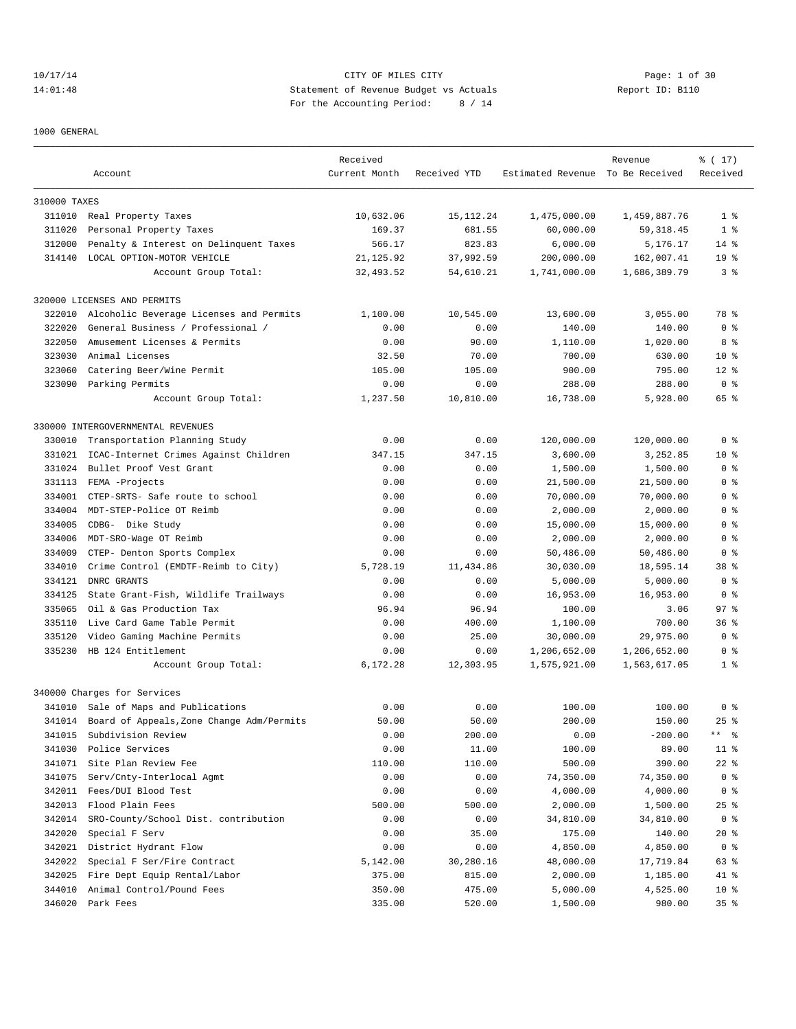CITY OF MILES CITY

Statement of Revenue Budget vs Actuals

For the Accounting Period: 8 / 14

10/17/14 14:01:48 Report ID: B110

1000 GENERAL

| | Account | Received Current Month | Received YTD | Estimated Revenue | Revenue To Be Received | % ( 17) Received |
|---|---|---|---|---|---|---|
| 310000 TAXES | | | | | | |
| 311010 | Real Property Taxes | 10,632.06 | 15,112.24 | 1,475,000.00 | 1,459,887.76 | 1 % |
| 311020 | Personal Property Taxes | 169.37 | 681.55 | 60,000.00 | 59,318.45 | 1 % |
| 312000 | Penalty & Interest on Delinquent Taxes | 566.17 | 823.83 | 6,000.00 | 5,176.17 | 14 % |
| 314140 | LOCAL OPTION-MOTOR VEHICLE | 21,125.92 | 37,992.59 | 200,000.00 | 162,007.41 | 19 % |
| | Account Group Total: | 32,493.52 | 54,610.21 | 1,741,000.00 | 1,686,389.79 | 3 % |
| 320000 LICENSES AND PERMITS | | | | | | |
| 322010 | Alcoholic Beverage Licenses and Permits | 1,100.00 | 10,545.00 | 13,600.00 | 3,055.00 | 78 % |
| 322020 | General Business / Professional / | 0.00 | 0.00 | 140.00 | 140.00 | 0 % |
| 322050 | Amusement Licenses & Permits | 0.00 | 90.00 | 1,110.00 | 1,020.00 | 8 % |
| 323030 | Animal Licenses | 32.50 | 70.00 | 700.00 | 630.00 | 10 % |
| 323060 | Catering Beer/Wine Permit | 105.00 | 105.00 | 900.00 | 795.00 | 12 % |
| 323090 | Parking Permits | 0.00 | 0.00 | 288.00 | 288.00 | 0 % |
| | Account Group Total: | 1,237.50 | 10,810.00 | 16,738.00 | 5,928.00 | 65 % |
| 330000 INTERGOVERNMENTAL REVENUES | | | | | | |
| 330010 | Transportation Planning Study | 0.00 | 0.00 | 120,000.00 | 120,000.00 | 0 % |
| 331021 | ICAC-Internet Crimes Against Children | 347.15 | 347.15 | 3,600.00 | 3,252.85 | 10 % |
| 331024 | Bullet Proof Vest Grant | 0.00 | 0.00 | 1,500.00 | 1,500.00 | 0 % |
| 331113 | FEMA -Projects | 0.00 | 0.00 | 21,500.00 | 21,500.00 | 0 % |
| 334001 | CTEP-SRTS- Safe route to school | 0.00 | 0.00 | 70,000.00 | 70,000.00 | 0 % |
| 334004 | MDT-STEP-Police OT Reimb | 0.00 | 0.00 | 2,000.00 | 2,000.00 | 0 % |
| 334005 | CDBG- Dike Study | 0.00 | 0.00 | 15,000.00 | 15,000.00 | 0 % |
| 334006 | MDT-SRO-Wage OT Reimb | 0.00 | 0.00 | 2,000.00 | 2,000.00 | 0 % |
| 334009 | CTEP- Denton Sports Complex | 0.00 | 0.00 | 50,486.00 | 50,486.00 | 0 % |
| 334010 | Crime Control (EMDTF-Reimb to City) | 5,728.19 | 11,434.86 | 30,030.00 | 18,595.14 | 38 % |
| 334121 | DNRC GRANTS | 0.00 | 0.00 | 5,000.00 | 5,000.00 | 0 % |
| 334125 | State Grant-Fish, Wildlife Trailways | 0.00 | 0.00 | 16,953.00 | 16,953.00 | 0 % |
| 335065 | Oil & Gas Production Tax | 96.94 | 96.94 | 100.00 | 3.06 | 97 % |
| 335110 | Live Card Game Table Permit | 0.00 | 400.00 | 1,100.00 | 700.00 | 36 % |
| 335120 | Video Gaming Machine Permits | 0.00 | 25.00 | 30,000.00 | 29,975.00 | 0 % |
| 335230 | HB 124 Entitlement | 0.00 | 0.00 | 1,206,652.00 | 1,206,652.00 | 0 % |
| | Account Group Total: | 6,172.28 | 12,303.95 | 1,575,921.00 | 1,563,617.05 | 1 % |
| 340000 Charges for Services | | | | | | |
| 341010 | Sale of Maps and Publications | 0.00 | 0.00 | 100.00 | 100.00 | 0 % |
| 341014 | Board of Appeals,Zone Change Adm/Permits | 50.00 | 50.00 | 200.00 | 150.00 | 25 % |
| 341015 | Subdivision Review | 0.00 | 200.00 | 0.00 | -200.00 | ** % |
| 341030 | Police Services | 0.00 | 11.00 | 100.00 | 89.00 | 11 % |
| 341071 | Site Plan Review Fee | 110.00 | 110.00 | 500.00 | 390.00 | 22 % |
| 341075 | Serv/Cnty-Interlocal Agmt | 0.00 | 0.00 | 74,350.00 | 74,350.00 | 0 % |
| 342011 | Fees/DUI Blood Test | 0.00 | 0.00 | 4,000.00 | 4,000.00 | 0 % |
| 342013 | Flood Plain Fees | 500.00 | 500.00 | 2,000.00 | 1,500.00 | 25 % |
| 342014 | SRO-County/School Dist. contribution | 0.00 | 0.00 | 34,810.00 | 34,810.00 | 0 % |
| 342020 | Special F Serv | 0.00 | 35.00 | 175.00 | 140.00 | 20 % |
| 342021 | District Hydrant Flow | 0.00 | 0.00 | 4,850.00 | 4,850.00 | 0 % |
| 342022 | Special F Ser/Fire Contract | 5,142.00 | 30,280.16 | 48,000.00 | 17,719.84 | 63 % |
| 342025 | Fire Dept Equip Rental/Labor | 375.00 | 815.00 | 2,000.00 | 1,185.00 | 41 % |
| 344010 | Animal Control/Pound Fees | 350.00 | 475.00 | 5,000.00 | 4,525.00 | 10 % |
| 346020 | Park Fees | 335.00 | 520.00 | 1,500.00 | 980.00 | 35 % |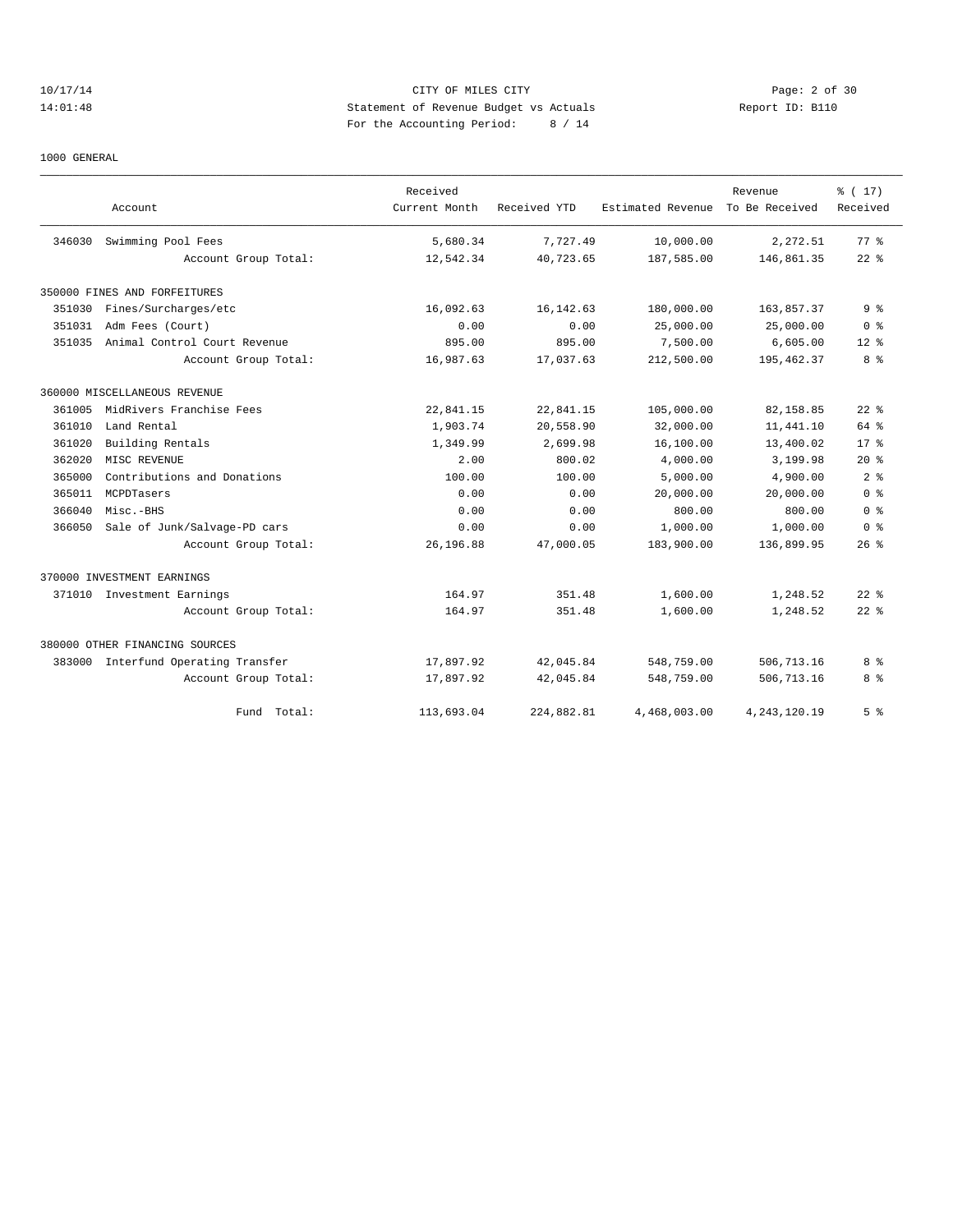CITY OF MILES CITY
Statement of Revenue Budget vs Actuals
For the Accounting Period: 8 / 14

10/17/14
14:01:48

Report ID: B110

1000 GENERAL

| Account | | Received Current Month | Received YTD | Estimated Revenue | Revenue To Be Received | % ( 17) Received |
|---|---|---|---|---|---|---|
| 346030 | Swimming Pool Fees | 5,680.34 | 7,727.49 | 10,000.00 | 2,272.51 | 77 % |
| | Account Group Total: | 12,542.34 | 40,723.65 | 187,585.00 | 146,861.35 | 22 % |
| 350000 FINES AND FORFEITURES | | | | | | |
| 351030 | Fines/Surcharges/etc | 16,092.63 | 16,142.63 | 180,000.00 | 163,857.37 | 9 % |
| 351031 | Adm Fees (Court) | 0.00 | 0.00 | 25,000.00 | 25,000.00 | 0 % |
| 351035 | Animal Control Court Revenue | 895.00 | 895.00 | 7,500.00 | 6,605.00 | 12 % |
| | Account Group Total: | 16,987.63 | 17,037.63 | 212,500.00 | 195,462.37 | 8 % |
| 360000 MISCELLANEOUS REVENUE | | | | | | |
| 361005 | MidRivers Franchise Fees | 22,841.15 | 22,841.15 | 105,000.00 | 82,158.85 | 22 % |
| 361010 | Land Rental | 1,903.74 | 20,558.90 | 32,000.00 | 11,441.10 | 64 % |
| 361020 | Building Rentals | 1,349.99 | 2,699.98 | 16,100.00 | 13,400.02 | 17 % |
| 362020 | MISC REVENUE | 2.00 | 800.02 | 4,000.00 | 3,199.98 | 20 % |
| 365000 | Contributions and Donations | 100.00 | 100.00 | 5,000.00 | 4,900.00 | 2 % |
| 365011 | MCPDTasers | 0.00 | 0.00 | 20,000.00 | 20,000.00 | 0 % |
| 366040 | Misc.-BHS | 0.00 | 0.00 | 800.00 | 800.00 | 0 % |
| 366050 | Sale of Junk/Salvage-PD cars | 0.00 | 0.00 | 1,000.00 | 1,000.00 | 0 % |
| | Account Group Total: | 26,196.88 | 47,000.05 | 183,900.00 | 136,899.95 | 26 % |
| 370000 INVESTMENT EARNINGS | | | | | | |
| 371010 | Investment Earnings | 164.97 | 351.48 | 1,600.00 | 1,248.52 | 22 % |
| | Account Group Total: | 164.97 | 351.48 | 1,600.00 | 1,248.52 | 22 % |
| 380000 OTHER FINANCING SOURCES | | | | | | |
| 383000 | Interfund Operating Transfer | 17,897.92 | 42,045.84 | 548,759.00 | 506,713.16 | 8 % |
| | Account Group Total: | 17,897.92 | 42,045.84 | 548,759.00 | 506,713.16 | 8 % |
| | Fund Total: | 113,693.04 | 224,882.81 | 4,468,003.00 | 4,243,120.19 | 5 % |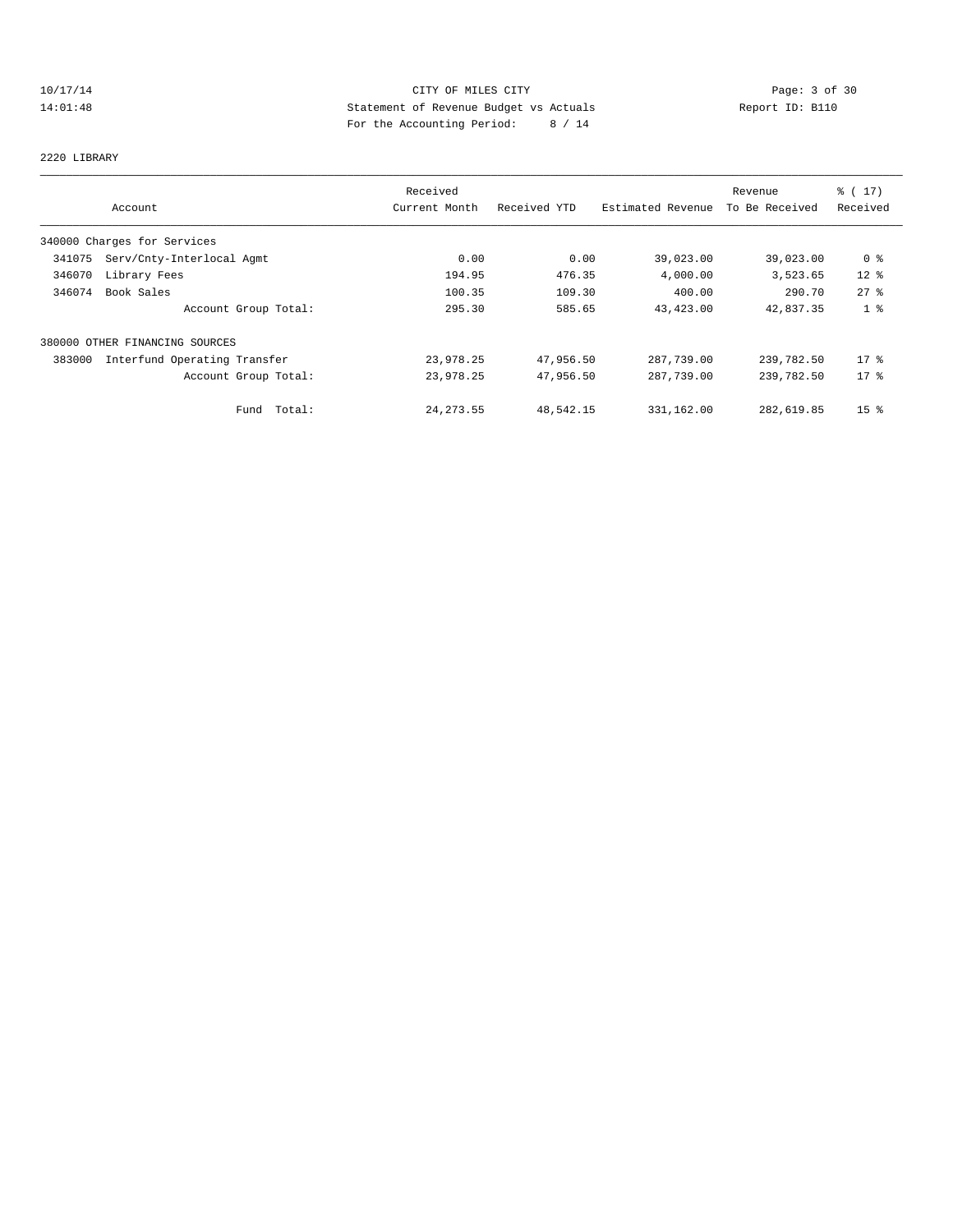CITY OF MILES CITY

Statement of Revenue Budget vs Actuals

For the Accounting Period: 8 / 14

10/17/14 14:01:48 Report ID: B110

## 2220 LIBRARY

| Account | Received Current Month | Received YTD | Estimated Revenue | Revenue To Be Received | % ( 17) Received |
|---|---|---|---|---|---|
| 340000 Charges for Services | | | | | |
| 341075 Serv/Cnty-Interlocal Agmt | 0.00 | 0.00 | 39,023.00 | 39,023.00 | 0 % |
| 346070 Library Fees | 194.95 | 476.35 | 4,000.00 | 3,523.65 | 12 % |
| 346074 Book Sales | 100.35 | 109.30 | 400.00 | 290.70 | 27 % |
| Account Group Total: | 295.30 | 585.65 | 43,423.00 | 42,837.35 | 1 % |
| 380000 OTHER FINANCING SOURCES | | | | | |
| 383000 Interfund Operating Transfer | 23,978.25 | 47,956.50 | 287,739.00 | 239,782.50 | 17 % |
| Account Group Total: | 23,978.25 | 47,956.50 | 287,739.00 | 239,782.50 | 17 % |
| Fund Total: | 24,273.55 | 48,542.15 | 331,162.00 | 282,619.85 | 15 % |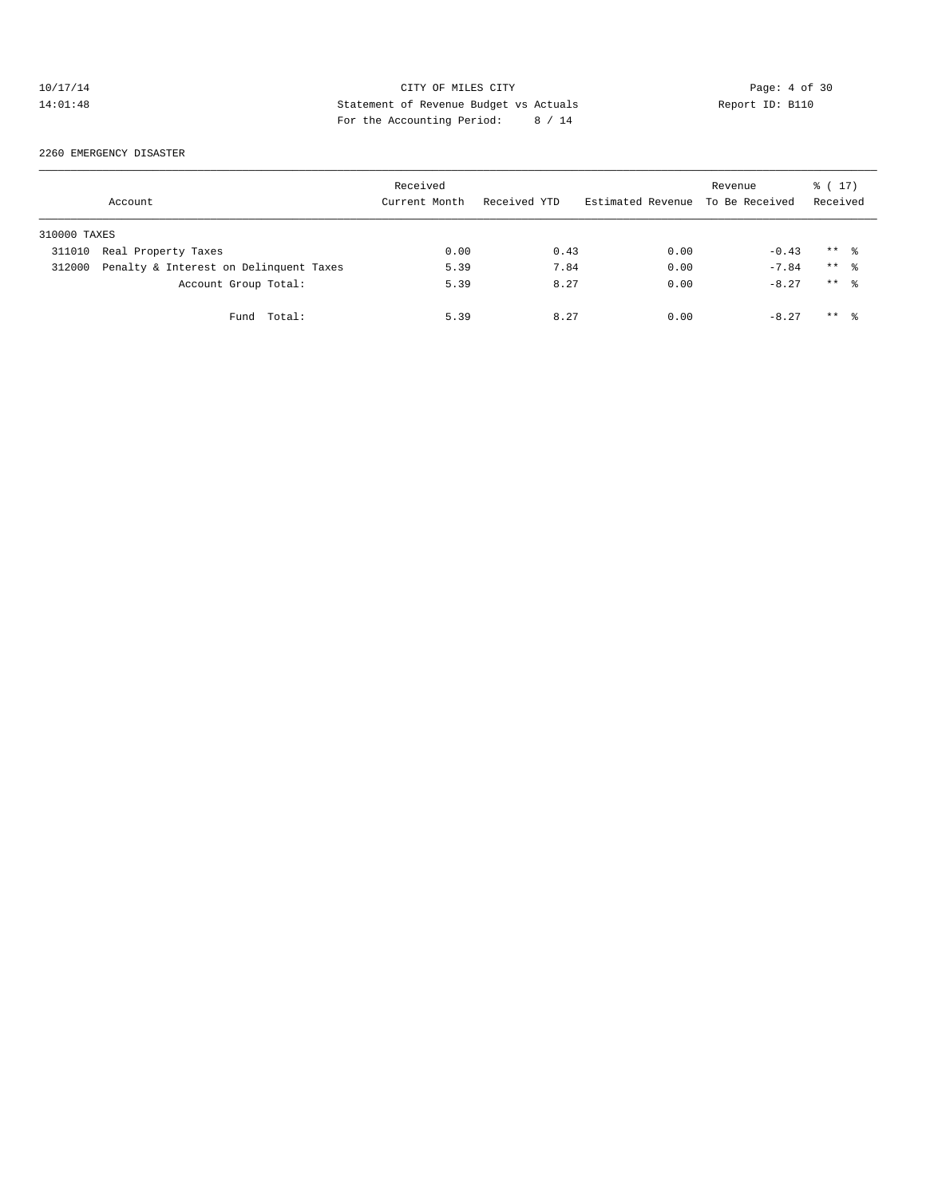CITY OF MILES CITY
Statement of Revenue Budget vs Actuals
For the Accounting Period: 8 / 14

10/17/14 14:01:48 — Report ID: B110

## 2260 EMERGENCY DISASTER

| Account | | Received Current Month | Received YTD | Estimated Revenue | Revenue To Be Received | % ( 17) Received |
|---|---|---|---|---|---|---|
| 310000 TAXES | | | | | | |
| 311010 | Real Property Taxes | 0.00 | 0.43 | 0.00 | -0.43 | ** % |
| 312000 | Penalty & Interest on Delinquent Taxes | 5.39 | 7.84 | 0.00 | -7.84 | ** % |
| | Account Group Total: | 5.39 | 8.27 | 0.00 | -8.27 | ** % |
| | Fund Total: | 5.39 | 8.27 | 0.00 | -8.27 | ** % |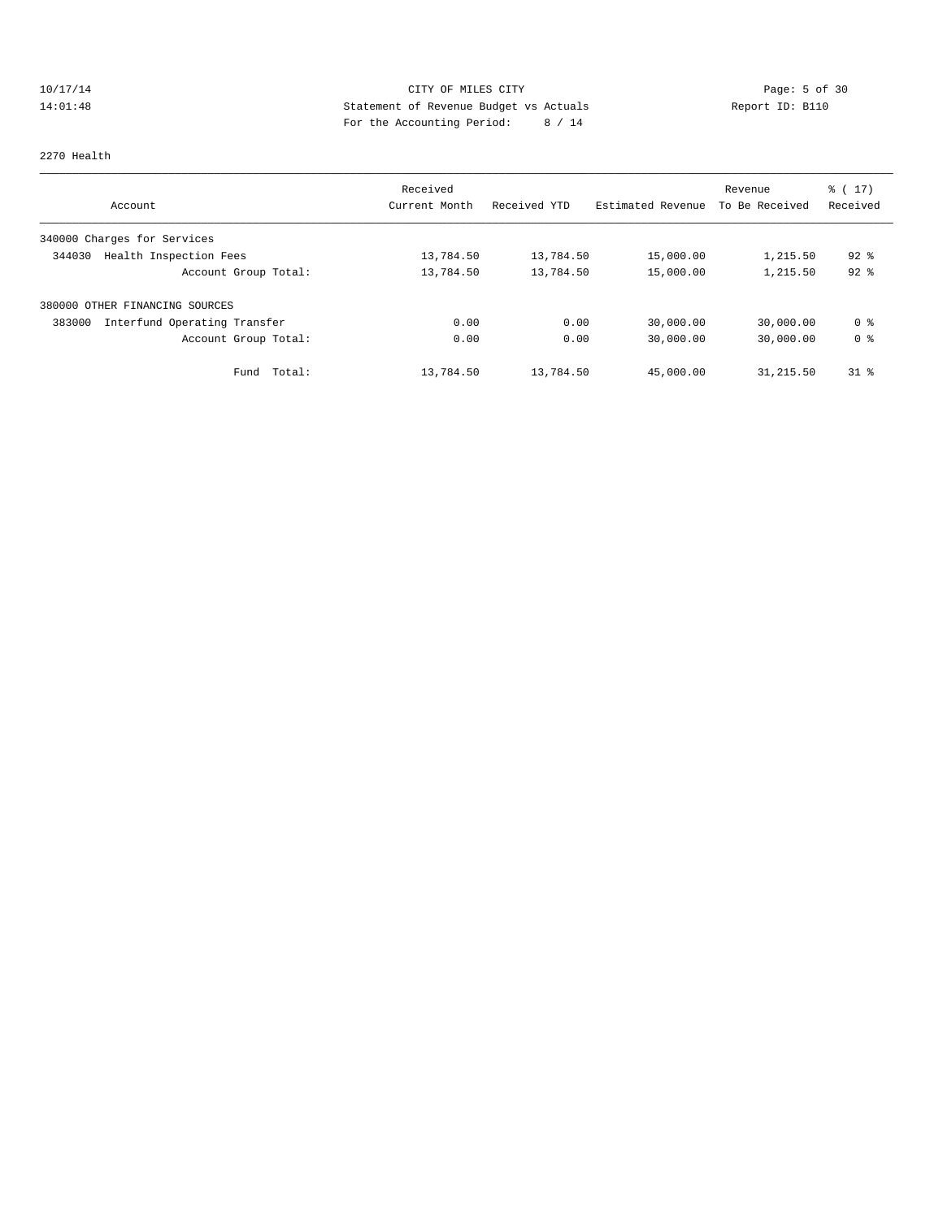CITY OF MILES CITY
Statement of Revenue Budget vs Actuals
For the Accounting Period: 8 / 14

10/17/14
14:01:48

Report ID: B110

2270 Health

| Account | Received Current Month | Received YTD | Estimated Revenue | Revenue To Be Received | % ( 17) Received |
|---|---|---|---|---|---|
| 340000 Charges for Services | | | | | |
| 344030 Health Inspection Fees | 13,784.50 | 13,784.50 | 15,000.00 | 1,215.50 | 92 % |
| Account Group Total: | 13,784.50 | 13,784.50 | 15,000.00 | 1,215.50 | 92 % |
| 380000 OTHER FINANCING SOURCES | | | | | |
| 383000 Interfund Operating Transfer | 0.00 | 0.00 | 30,000.00 | 30,000.00 | 0 % |
| Account Group Total: | 0.00 | 0.00 | 30,000.00 | 30,000.00 | 0 % |
| Fund Total: | 13,784.50 | 13,784.50 | 45,000.00 | 31,215.50 | 31 % |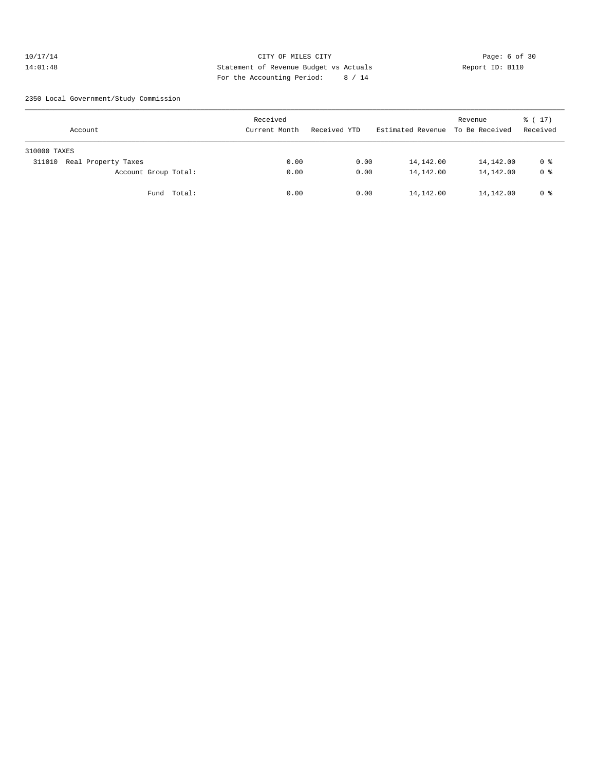CITY OF MILES CITY
Statement of Revenue Budget vs Actuals
For the Accounting Period: 8 / 14

10/17/14
14:01:48

Report ID: B110

2350 Local Government/Study Commission

| Account | Received Current Month | Received YTD | Estimated Revenue | Revenue To Be Received | % ( 17) Received |
|---|---|---|---|---|---|
| 310000 TAXES | | | | | |
| 311010 Real Property Taxes | 0.00 | 0.00 | 14,142.00 | 14,142.00 | 0 % |
| Account Group Total: | 0.00 | 0.00 | 14,142.00 | 14,142.00 | 0 % |
| Fund Total: | 0.00 | 0.00 | 14,142.00 | 14,142.00 | 0 % |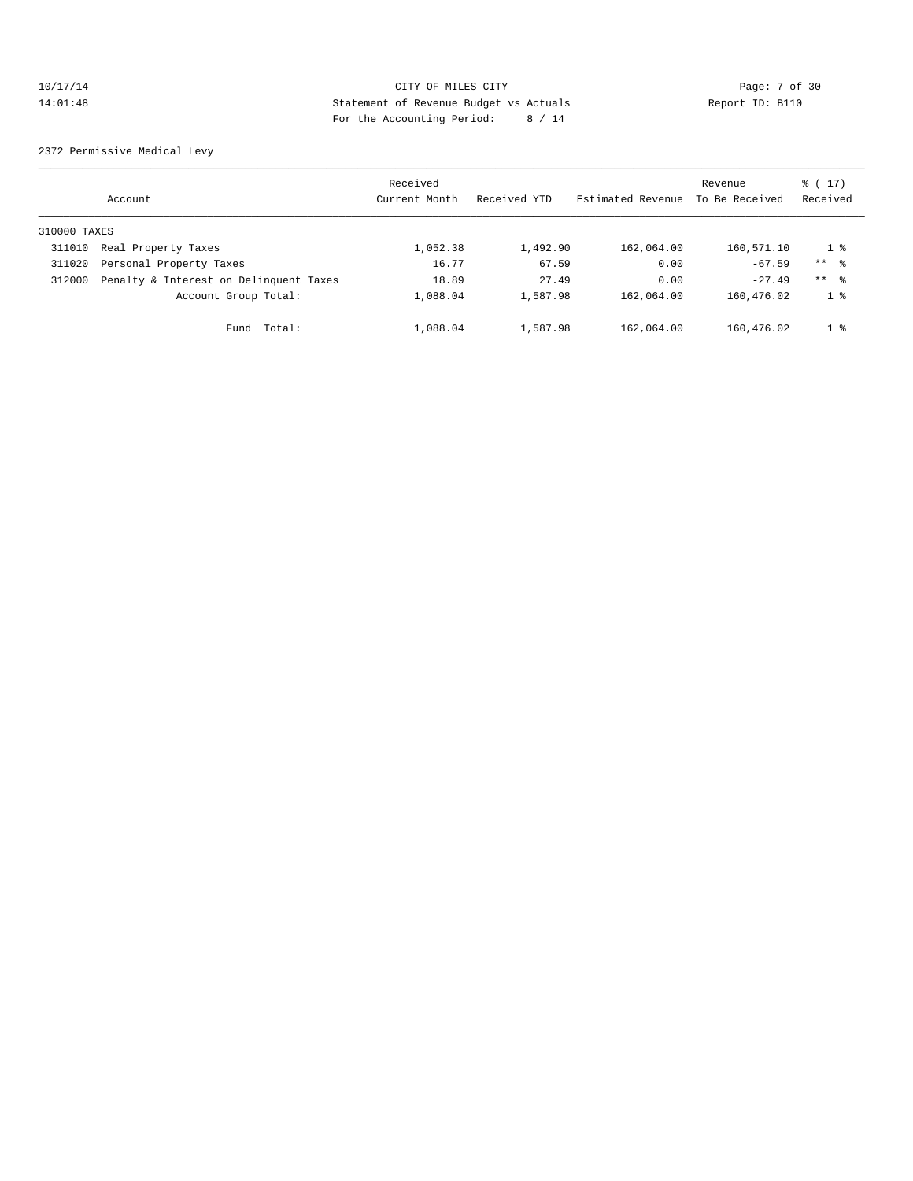CITY OF MILES CITY
Statement of Revenue Budget vs Actuals
For the Accounting Period: 8 / 14

2372 Permissive Medical Levy

| Account | | Received Current Month | Received YTD | Estimated Revenue | Revenue To Be Received | % ( 17) Received |
|---|---|---|---|---|---|---|
| 310000 TAXES | | | | | | |
| 311010 | Real Property Taxes | 1,052.38 | 1,492.90 | 162,064.00 | 160,571.10 | 1 % |
| 311020 | Personal Property Taxes | 16.77 | 67.59 | 0.00 | -67.59 | ** % |
| 312000 | Penalty & Interest on Delinquent Taxes | 18.89 | 27.49 | 0.00 | -27.49 | ** % |
| | Account Group Total: | 1,088.04 | 1,587.98 | 162,064.00 | 160,476.02 | 1 % |
| | Fund Total: | 1,088.04 | 1,587.98 | 162,064.00 | 160,476.02 | 1 % |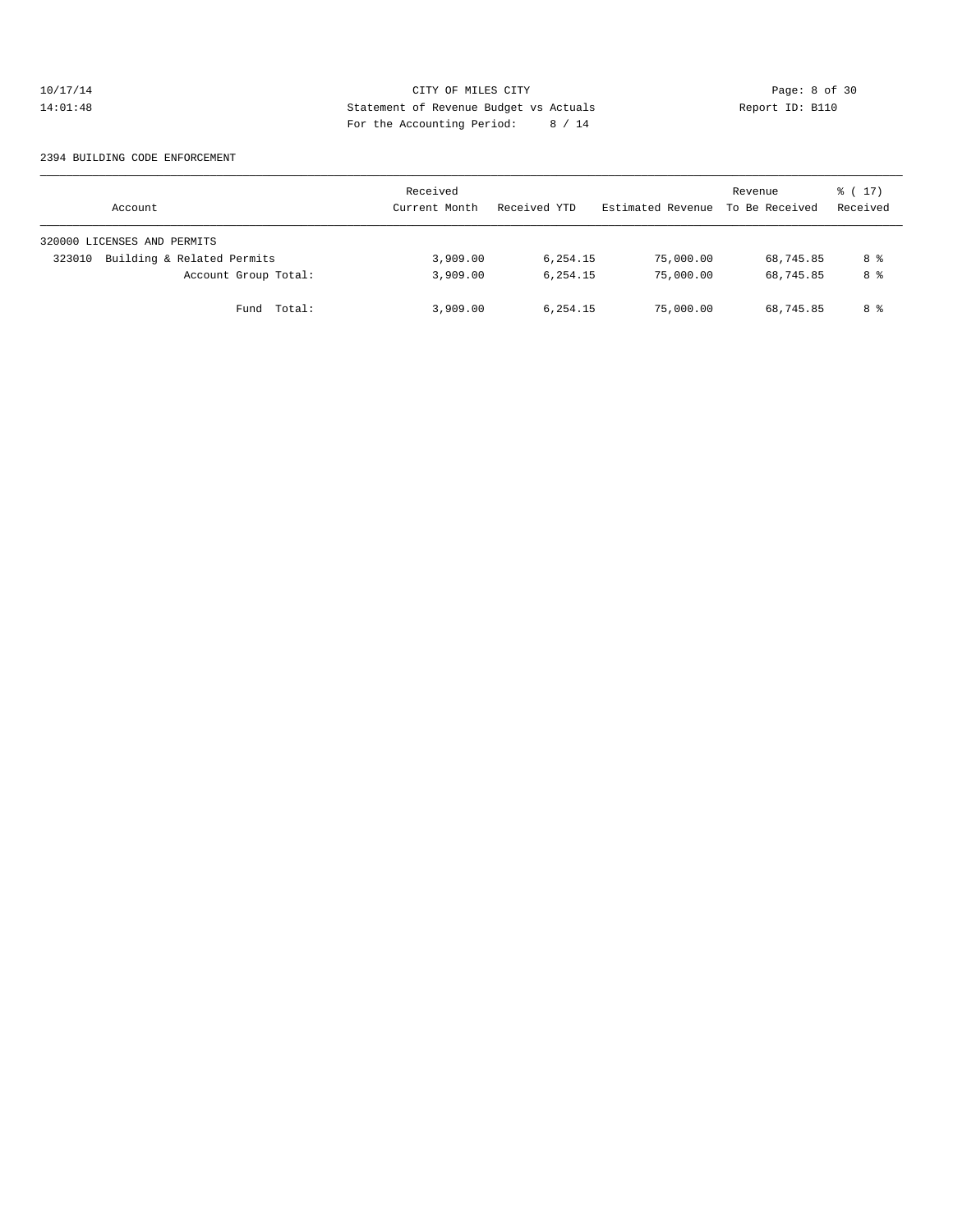CITY OF MILES CITY
Statement of Revenue Budget vs Actuals
For the Accounting Period: 8 / 14

10/17/14
14:01:48

Report ID: B110

2394 BUILDING CODE ENFORCEMENT

| Account | Received Current Month | Received YTD | Estimated Revenue | Revenue To Be Received | % ( 17) Received |
|---|---|---|---|---|---|
| 320000 LICENSES AND PERMITS | | | | | |
| 323010 Building & Related Permits | 3,909.00 | 6,254.15 | 75,000.00 | 68,745.85 | 8 % |
| Account Group Total: | 3,909.00 | 6,254.15 | 75,000.00 | 68,745.85 | 8 % |
| Fund Total: | 3,909.00 | 6,254.15 | 75,000.00 | 68,745.85 | 8 % |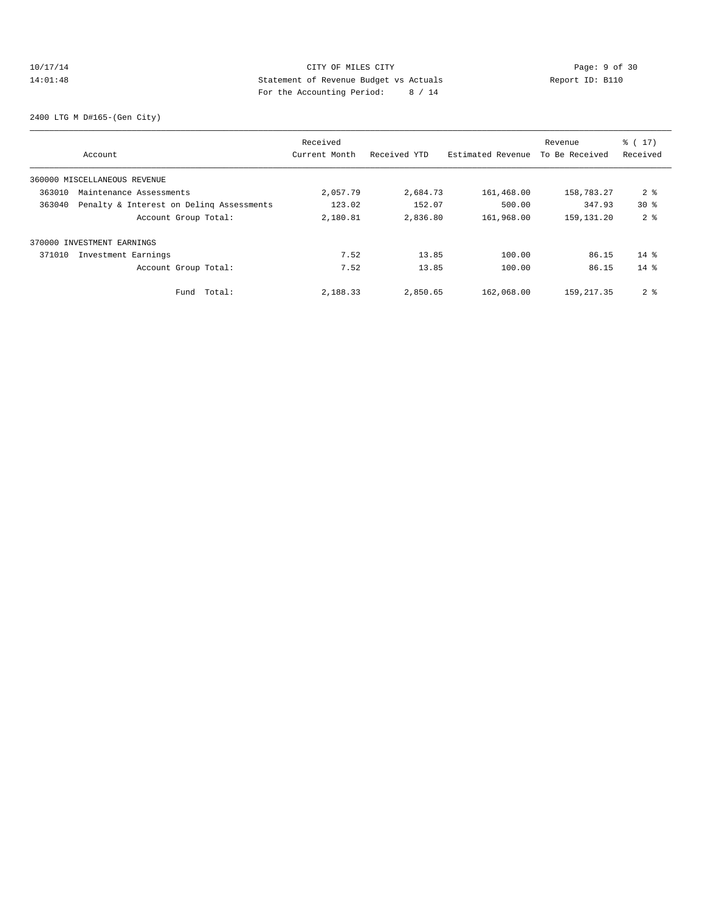CITY OF MILES CITY
Statement of Revenue Budget vs Actuals
For the Accounting Period: 8 / 14

10/17/14
14:01:48

Report ID: B110

2400 LTG M D#165-(Gen City)

| Account | Received Current Month | Received YTD | Estimated Revenue | Revenue To Be Received | % ( 17) Received |
|---|---|---|---|---|---|
| 360000 MISCELLANEOUS REVENUE | | | | | |
| 363010 Maintenance Assessments | 2,057.79 | 2,684.73 | 161,468.00 | 158,783.27 | 2 % |
| 363040 Penalty & Interest on Delinq Assessments | 123.02 | 152.07 | 500.00 | 347.93 | 30 % |
| Account Group Total: | 2,180.81 | 2,836.80 | 161,968.00 | 159,131.20 | 2 % |
| 370000 INVESTMENT EARNINGS | | | | | |
| 371010 Investment Earnings | 7.52 | 13.85 | 100.00 | 86.15 | 14 % |
| Account Group Total: | 7.52 | 13.85 | 100.00 | 86.15 | 14 % |
| Fund Total: | 2,188.33 | 2,850.65 | 162,068.00 | 159,217.35 | 2 % |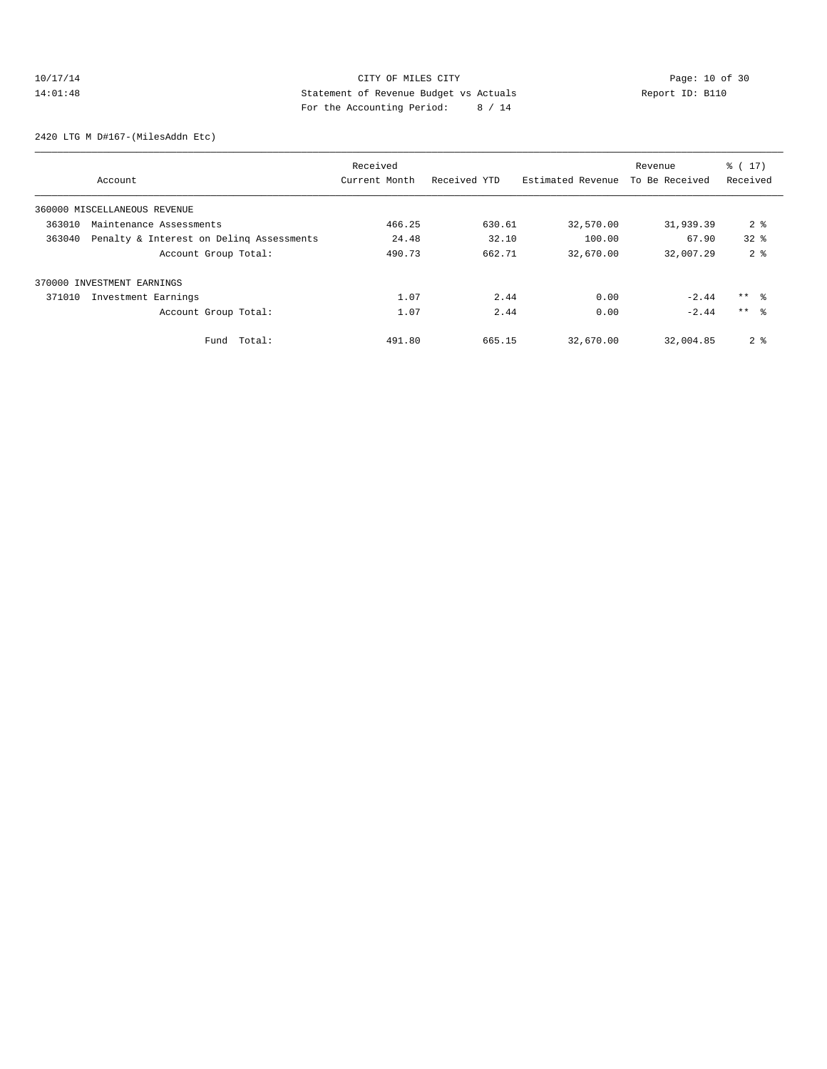CITY OF MILES CITY
Statement of Revenue Budget vs Actuals
For the Accounting Period: 8 / 14

10/17/14
14:01:48

Report ID: B110

2420 LTG M D#167-(MilesAddn Etc)

| Account | | Received Current Month | Received YTD | Estimated Revenue | Revenue To Be Received | % ( 17) Received |
|---|---|---|---|---|---|---|
| 360000 MISCELLANEOUS REVENUE | | | | | | |
| 363010 | Maintenance Assessments | 466.25 | 630.61 | 32,570.00 | 31,939.39 | 2 % |
| 363040 | Penalty & Interest on Delinq Assessments | 24.48 | 32.10 | 100.00 | 67.90 | 32 % |
| | Account Group Total: | 490.73 | 662.71 | 32,670.00 | 32,007.29 | 2 % |
| 370000 INVESTMENT EARNINGS | | | | | | |
| 371010 | Investment Earnings | 1.07 | 2.44 | 0.00 | -2.44 | ** % |
| | Account Group Total: | 1.07 | 2.44 | 0.00 | -2.44 | ** % |
| | Fund Total: | 491.80 | 665.15 | 32,670.00 | 32,004.85 | 2 % |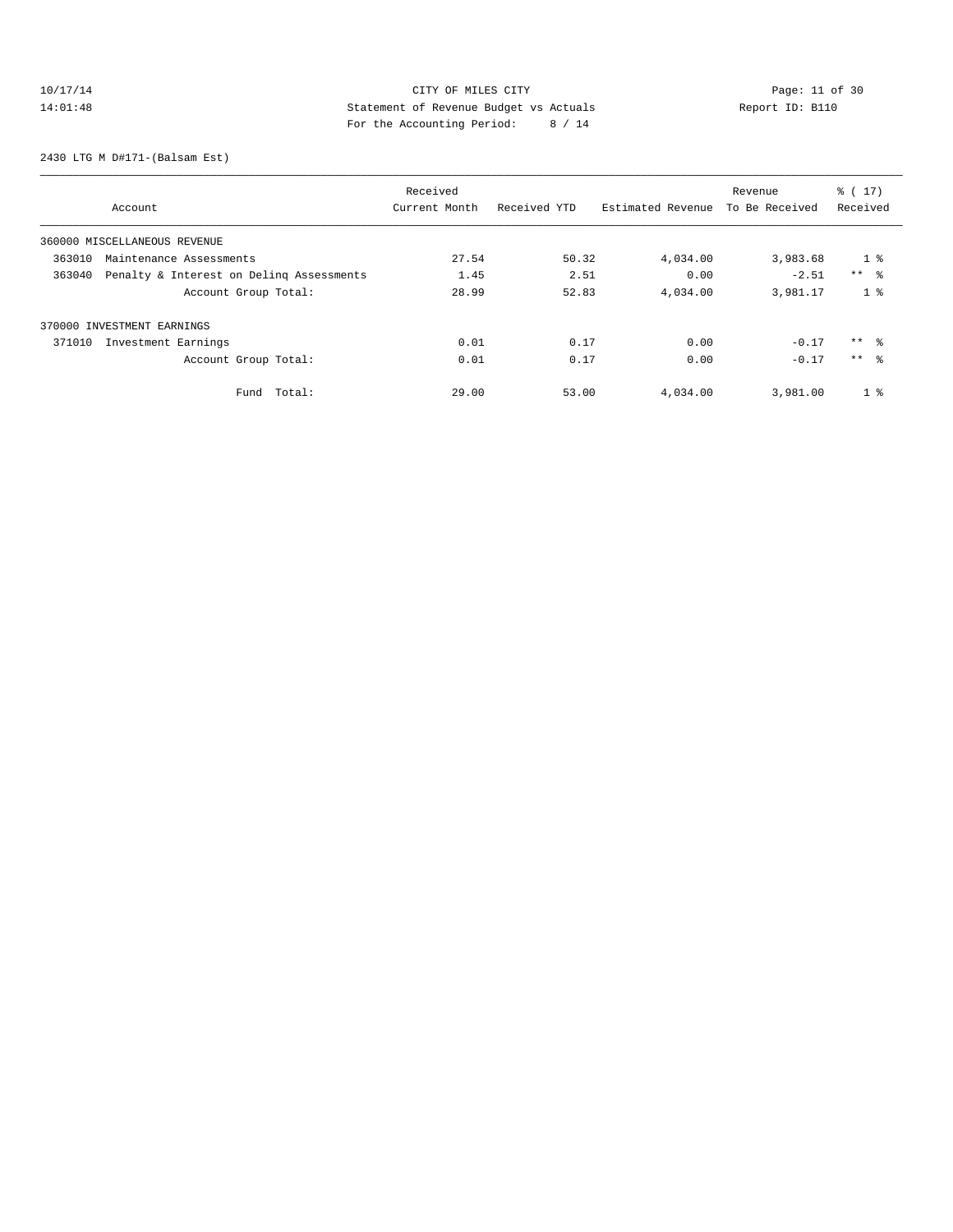CITY OF MILES CITY
Statement of Revenue Budget vs Actuals
For the Accounting Period: 8 / 14

10/17/14
14:01:48

Report ID: B110

2430 LTG M D#171-(Balsam Est)

| Account | Received Current Month | Received YTD | Estimated Revenue | Revenue To Be Received | % ( 17) Received |
|---|---|---|---|---|---|
| 360000 MISCELLANEOUS REVENUE | | | | | |
| 363010 Maintenance Assessments | 27.54 | 50.32 | 4,034.00 | 3,983.68 | 1 % |
| 363040 Penalty & Interest on Delinq Assessments | 1.45 | 2.51 | 0.00 | -2.51 | ** % |
| Account Group Total: | 28.99 | 52.83 | 4,034.00 | 3,981.17 | 1 % |
| 370000 INVESTMENT EARNINGS | | | | | |
| 371010 Investment Earnings | 0.01 | 0.17 | 0.00 | -0.17 | ** % |
| Account Group Total: | 0.01 | 0.17 | 0.00 | -0.17 | ** % |
| Fund Total: | 29.00 | 53.00 | 4,034.00 | 3,981.00 | 1 % |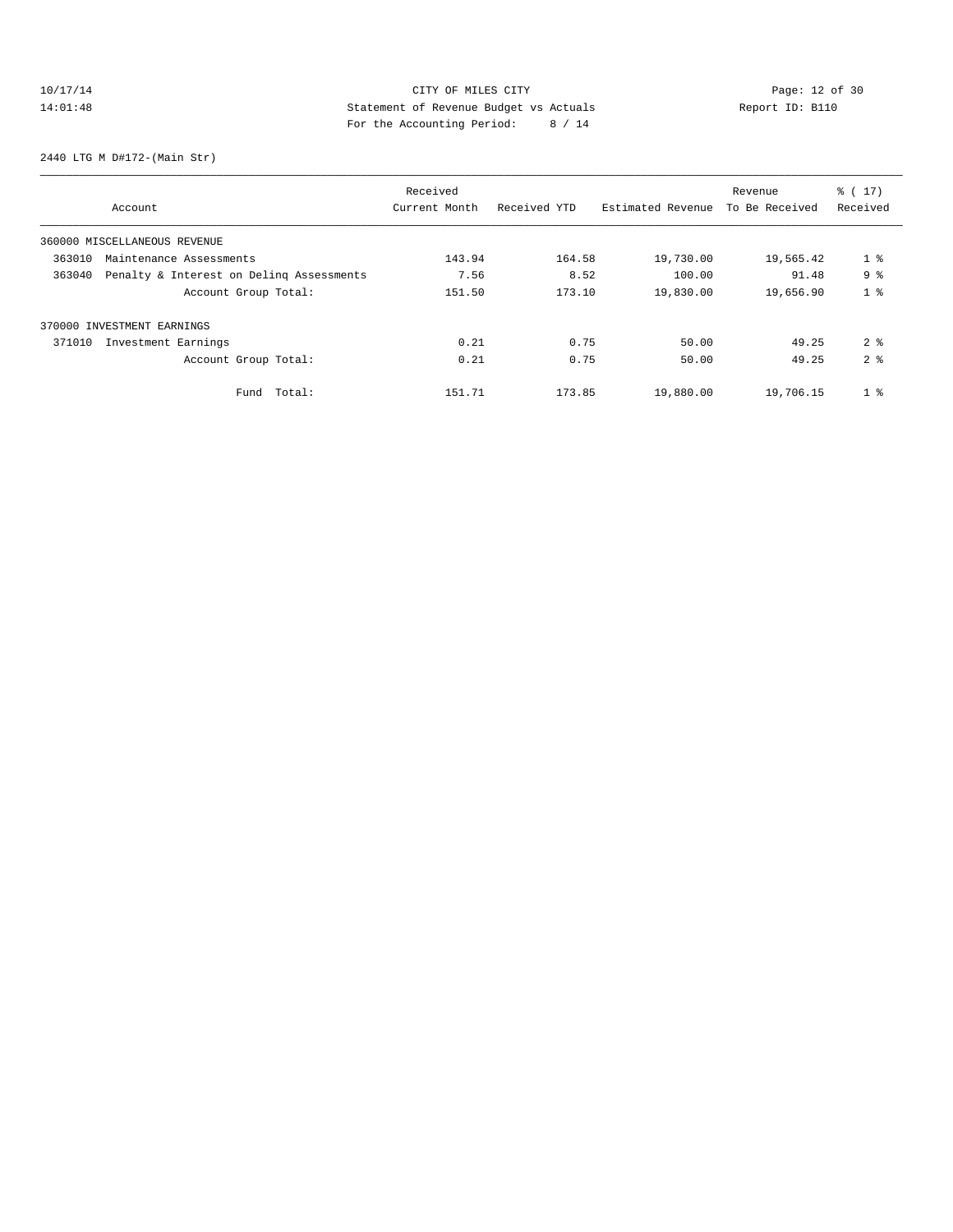CITY OF MILES CITY
Statement of Revenue Budget vs Actuals
For the Accounting Period: 8 / 14

10/17/14
14:01:48

Report ID: B110

2440 LTG M D#172-(Main Str)

| Account | | Received Current Month | Received YTD | Estimated Revenue | Revenue To Be Received | % ( 17) Received |
|---|---|---|---|---|---|---|
| 360000 MISCELLANEOUS REVENUE | | | | | | |
| 363010 | Maintenance Assessments | 143.94 | 164.58 | 19,730.00 | 19,565.42 | 1 % |
| 363040 | Penalty & Interest on Delinq Assessments | 7.56 | 8.52 | 100.00 | 91.48 | 9 % |
| | Account Group Total: | 151.50 | 173.10 | 19,830.00 | 19,656.90 | 1 % |
| 370000 INVESTMENT EARNINGS | | | | | | |
| 371010 | Investment Earnings | 0.21 | 0.75 | 50.00 | 49.25 | 2 % |
| | Account Group Total: | 0.21 | 0.75 | 50.00 | 49.25 | 2 % |
| | Fund Total: | 151.71 | 173.85 | 19,880.00 | 19,706.15 | 1 % |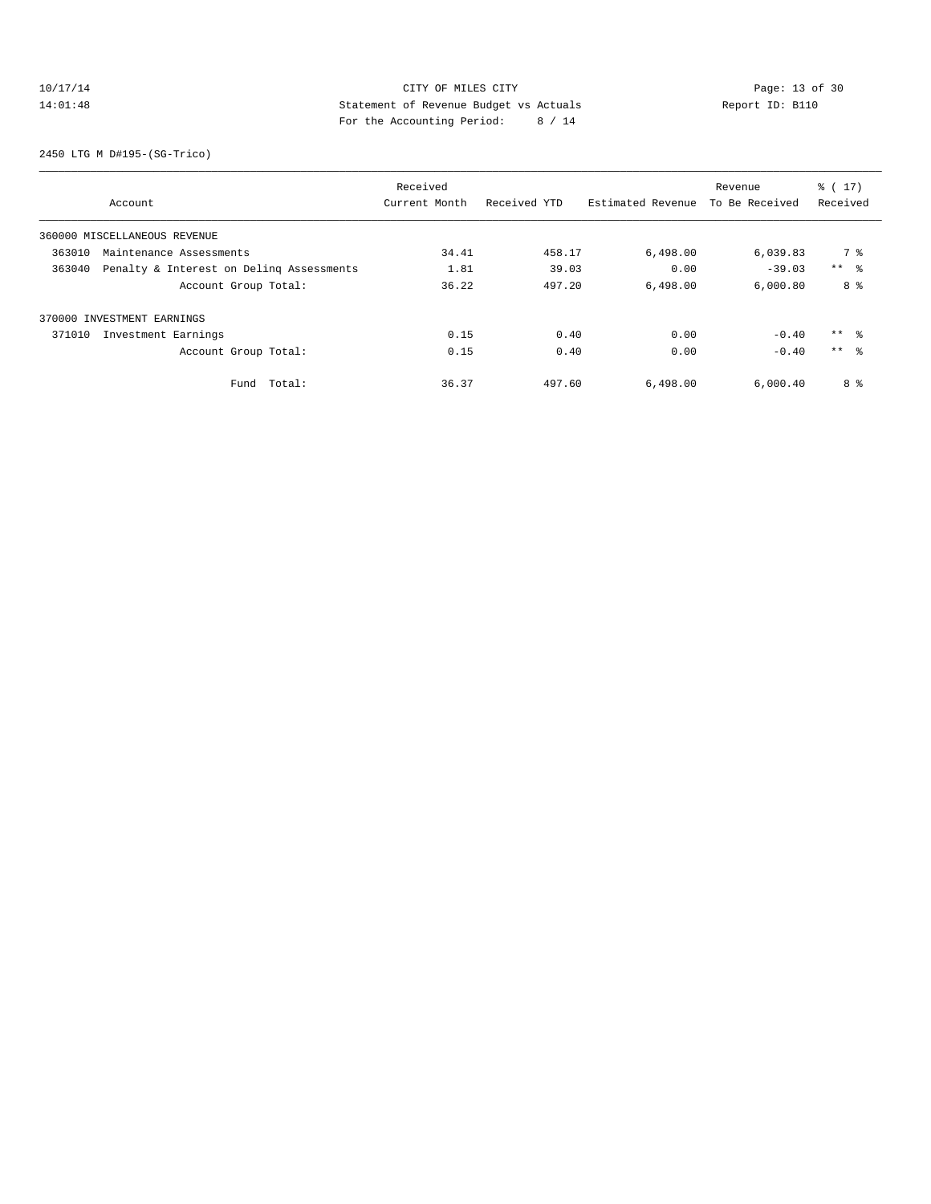CITY OF MILES CITY
Statement of Revenue Budget vs Actuals
For the Accounting Period: 8 / 14

10/17/14
14:01:48

Report ID: B110

2450 LTG M D#195-(SG-Trico)

| Account | Received Current Month | Received YTD | Estimated Revenue | Revenue To Be Received | % ( 17) Received |
|---|---|---|---|---|---|
| 360000 MISCELLANEOUS REVENUE | | | | | |
| 363010 Maintenance Assessments | 34.41 | 458.17 | 6,498.00 | 6,039.83 | 7 % |
| 363040 Penalty & Interest on Delinq Assessments | 1.81 | 39.03 | 0.00 | -39.03 | ** % |
| Account Group Total: | 36.22 | 497.20 | 6,498.00 | 6,000.80 | 8 % |
| 370000 INVESTMENT EARNINGS | | | | | |
| 371010 Investment Earnings | 0.15 | 0.40 | 0.00 | -0.40 | ** % |
| Account Group Total: | 0.15 | 0.40 | 0.00 | -0.40 | ** % |
| Fund Total: | 36.37 | 497.60 | 6,498.00 | 6,000.40 | 8 % |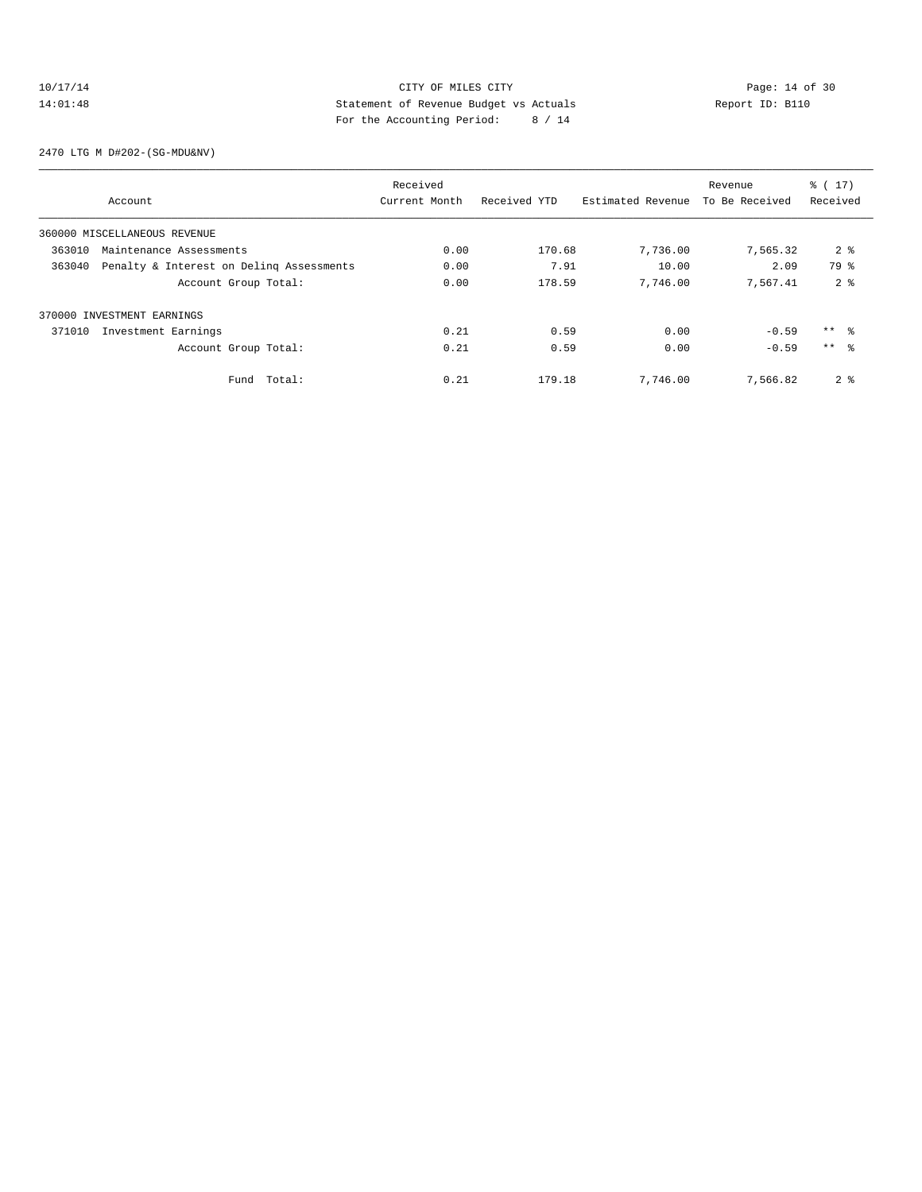CITY OF MILES CITY

Statement of Revenue Budget vs Actuals

For the Accounting Period: 8 / 14

10/17/14 14:01:48 — Report ID: B110

2470 LTG M D#202-(SG-MDU&NV)

| Account | Received Current Month | Received YTD | Estimated Revenue | Revenue To Be Received | % ( 17) Received |
|---|---|---|---|---|---|
| 360000 MISCELLANEOUS REVENUE | | | | | |
| 363010 Maintenance Assessments | 0.00 | 170.68 | 7,736.00 | 7,565.32 | 2 % |
| 363040 Penalty & Interest on Delinq Assessments | 0.00 | 7.91 | 10.00 | 2.09 | 79 % |
| Account Group Total: | 0.00 | 178.59 | 7,746.00 | 7,567.41 | 2 % |
| 370000 INVESTMENT EARNINGS | | | | | |
| 371010 Investment Earnings | 0.21 | 0.59 | 0.00 | -0.59 | ** % |
| Account Group Total: | 0.21 | 0.59 | 0.00 | -0.59 | ** % |
| Fund Total: | 0.21 | 179.18 | 7,746.00 | 7,566.82 | 2 % |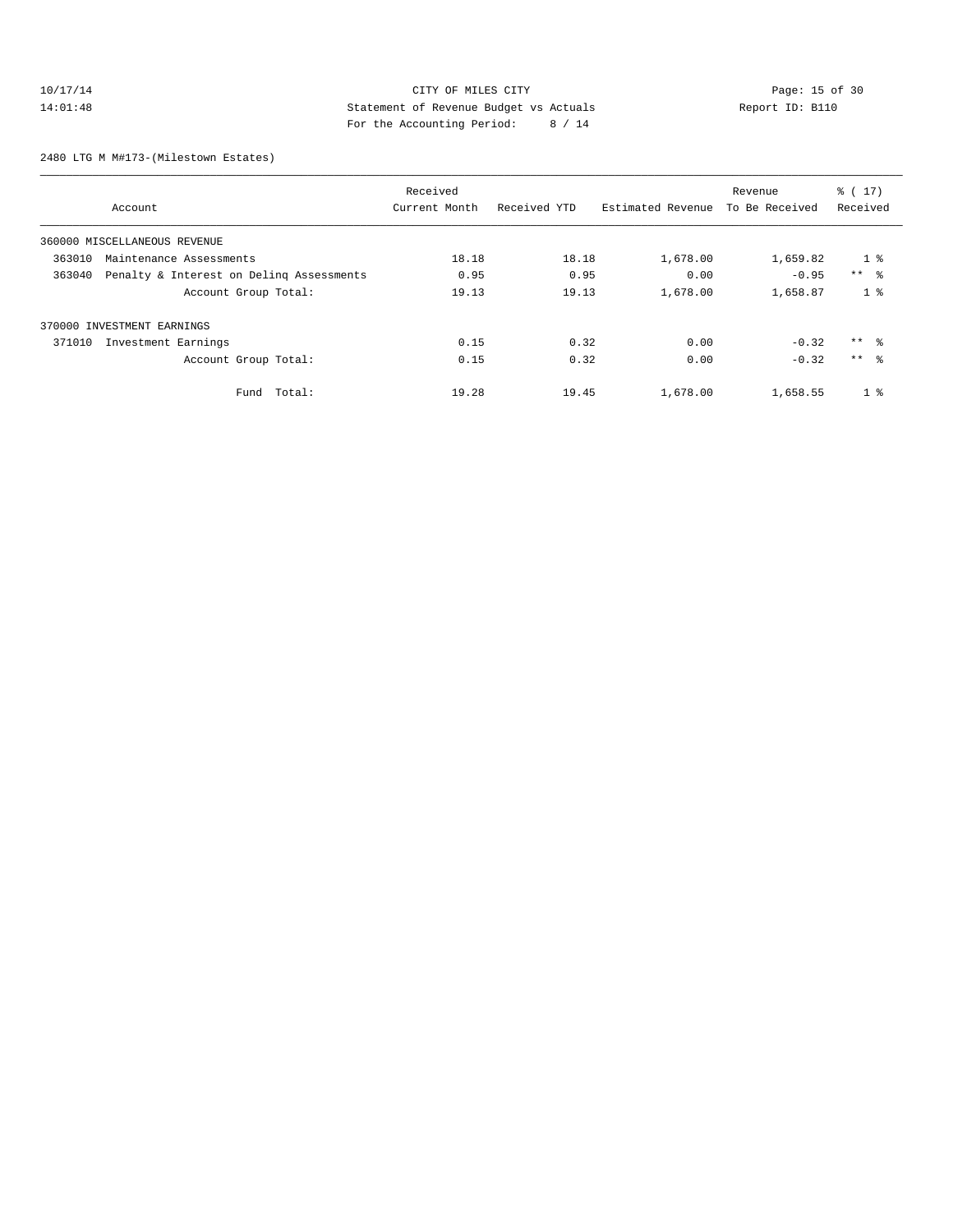CITY OF MILES CITY
Statement of Revenue Budget vs Actuals
For the Accounting Period: 8 / 14

10/17/14
14:01:48

Report ID: B110

2480 LTG M M#173-(Milestown Estates)

| Account | Received Current Month | Received YTD | Estimated Revenue | Revenue To Be Received | % ( 17) Received |
|---|---|---|---|---|---|
| 360000 MISCELLANEOUS REVENUE | | | | | |
| 363010 Maintenance Assessments | 18.18 | 18.18 | 1,678.00 | 1,659.82 | 1 % |
| 363040 Penalty & Interest on Delinq Assessments | 0.95 | 0.95 | 0.00 | -0.95 | ** % |
| Account Group Total: | 19.13 | 19.13 | 1,678.00 | 1,658.87 | 1 % |
| 370000 INVESTMENT EARNINGS | | | | | |
| 371010 Investment Earnings | 0.15 | 0.32 | 0.00 | -0.32 | ** % |
| Account Group Total: | 0.15 | 0.32 | 0.00 | -0.32 | ** % |
| Fund Total: | 19.28 | 19.45 | 1,678.00 | 1,658.55 | 1 % |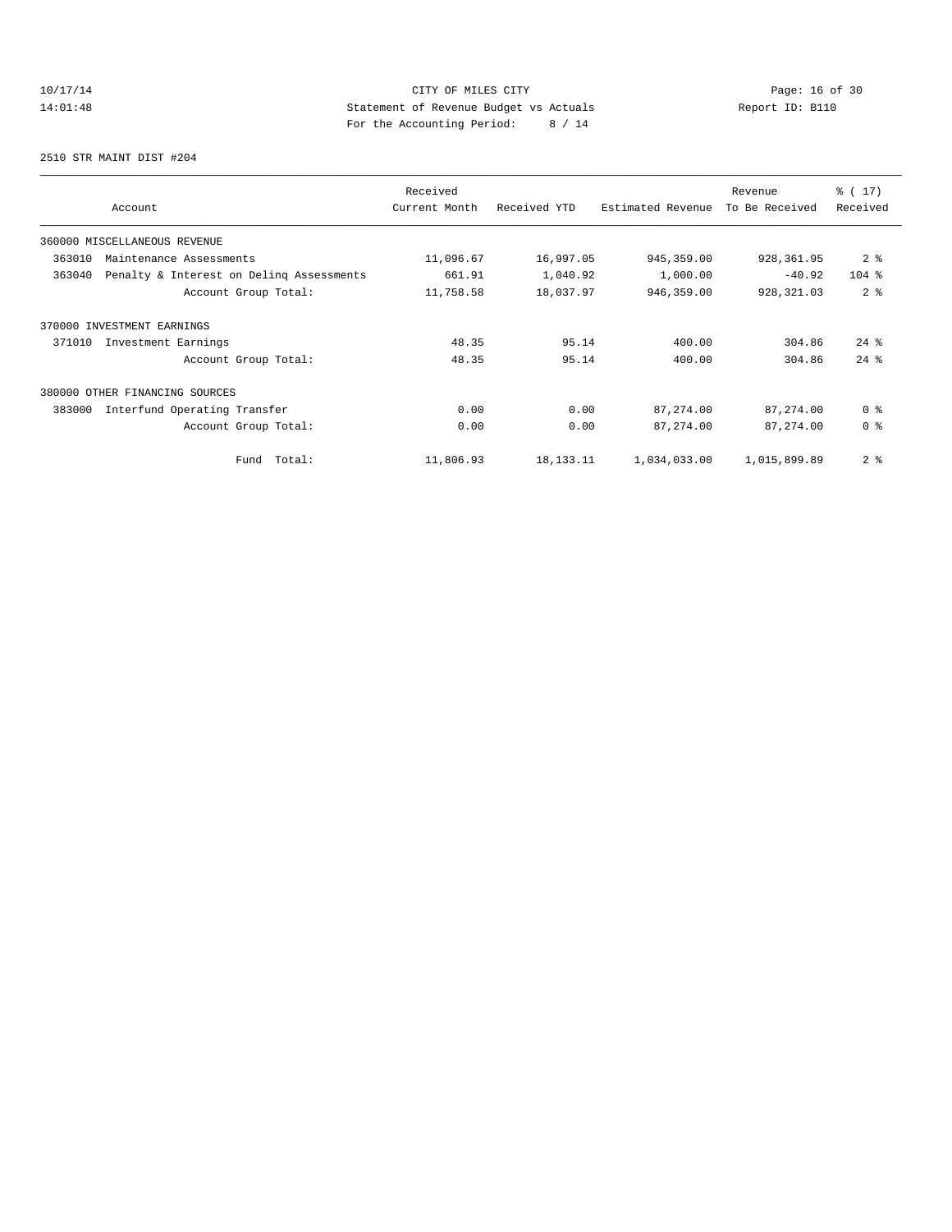CITY OF MILES CITY
Statement of Revenue Budget vs Actuals
For the Accounting Period: 8 / 14

10/17/14
14:01:48

Report ID: B110

2510 STR MAINT DIST #204

| Account | Received Current Month | Received YTD | Estimated Revenue | Revenue To Be Received | % ( 17) Received |
|---|---|---|---|---|---|
| 360000 MISCELLANEOUS REVENUE | | | | | |
| 363010 Maintenance Assessments | 11,096.67 | 16,997.05 | 945,359.00 | 928,361.95 | 2 % |
| 363040 Penalty & Interest on Delinq Assessments | 661.91 | 1,040.92 | 1,000.00 | -40.92 | 104 % |
| Account Group Total: | 11,758.58 | 18,037.97 | 946,359.00 | 928,321.03 | 2 % |
| 370000 INVESTMENT EARNINGS | | | | | |
| 371010 Investment Earnings | 48.35 | 95.14 | 400.00 | 304.86 | 24 % |
| Account Group Total: | 48.35 | 95.14 | 400.00 | 304.86 | 24 % |
| 380000 OTHER FINANCING SOURCES | | | | | |
| 383000 Interfund Operating Transfer | 0.00 | 0.00 | 87,274.00 | 87,274.00 | 0 % |
| Account Group Total: | 0.00 | 0.00 | 87,274.00 | 87,274.00 | 0 % |
| Fund Total: | 11,806.93 | 18,133.11 | 1,034,033.00 | 1,015,899.89 | 2 % |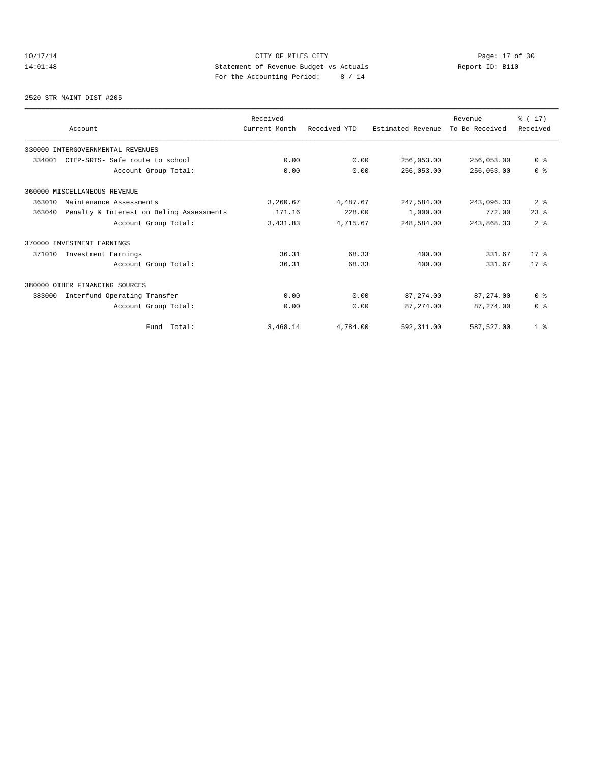CITY OF MILES CITY
Statement of Revenue Budget vs Actuals
For the Accounting Period: 8 / 14

10/17/14
14:01:48

Report ID: B110

2520 STR MAINT DIST #205

| Account | Received Current Month | Received YTD | Estimated Revenue | Revenue To Be Received | % ( 17) Received |
|---|---|---|---|---|---|
| 330000 INTERGOVERNMENTAL REVENUES | | | | | |
| 334001 CTEP-SRTS- Safe route to school | 0.00 | 0.00 | 256,053.00 | 256,053.00 | 0 % |
| Account Group Total: | 0.00 | 0.00 | 256,053.00 | 256,053.00 | 0 % |
| 360000 MISCELLANEOUS REVENUE | | | | | |
| 363010 Maintenance Assessments | 3,260.67 | 4,487.67 | 247,584.00 | 243,096.33 | 2 % |
| 363040 Penalty & Interest on Delinq Assessments | 171.16 | 228.00 | 1,000.00 | 772.00 | 23 % |
| Account Group Total: | 3,431.83 | 4,715.67 | 248,584.00 | 243,868.33 | 2 % |
| 370000 INVESTMENT EARNINGS | | | | | |
| 371010 Investment Earnings | 36.31 | 68.33 | 400.00 | 331.67 | 17 % |
| Account Group Total: | 36.31 | 68.33 | 400.00 | 331.67 | 17 % |
| 380000 OTHER FINANCING SOURCES | | | | | |
| 383000 Interfund Operating Transfer | 0.00 | 0.00 | 87,274.00 | 87,274.00 | 0 % |
| Account Group Total: | 0.00 | 0.00 | 87,274.00 | 87,274.00 | 0 % |
| Fund Total: | 3,468.14 | 4,784.00 | 592,311.00 | 587,527.00 | 1 % |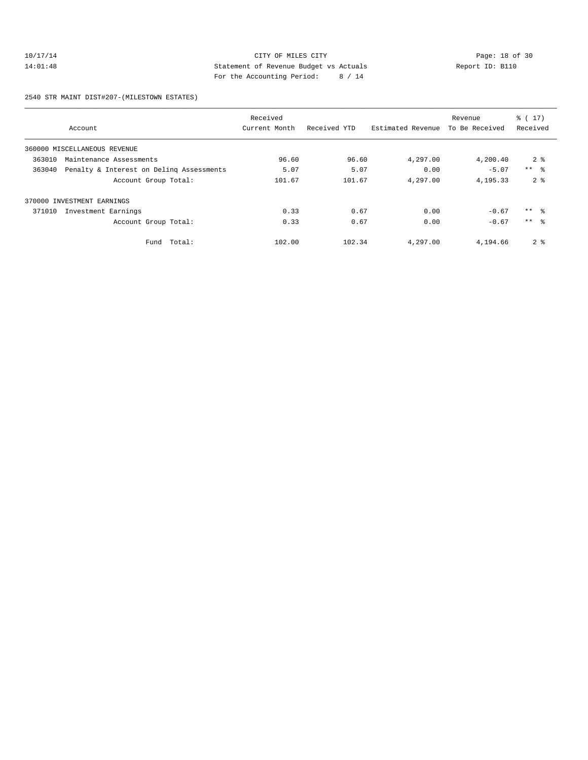CITY OF MILES CITY

Statement of Revenue Budget vs Actuals

For the Accounting Period: 8 / 14

10/17/14 14:01:48 Report ID: B110

2540 STR MAINT DIST#207-(MILESTOWN ESTATES)

| Account | Received Current Month | Received YTD | Estimated Revenue | Revenue To Be Received | % ( 17) Received |
|---|---|---|---|---|---|
| 360000 MISCELLANEOUS REVENUE | | | | | |
| 363010 Maintenance Assessments | 96.60 | 96.60 | 4,297.00 | 4,200.40 | 2 % |
| 363040 Penalty & Interest on Delinq Assessments | 5.07 | 5.07 | 0.00 | -5.07 | ** % |
| Account Group Total: | 101.67 | 101.67 | 4,297.00 | 4,195.33 | 2 % |
| 370000 INVESTMENT EARNINGS | | | | | |
| 371010 Investment Earnings | 0.33 | 0.67 | 0.00 | -0.67 | ** % |
| Account Group Total: | 0.33 | 0.67 | 0.00 | -0.67 | ** % |
| Fund Total: | 102.00 | 102.34 | 4,297.00 | 4,194.66 | 2 % |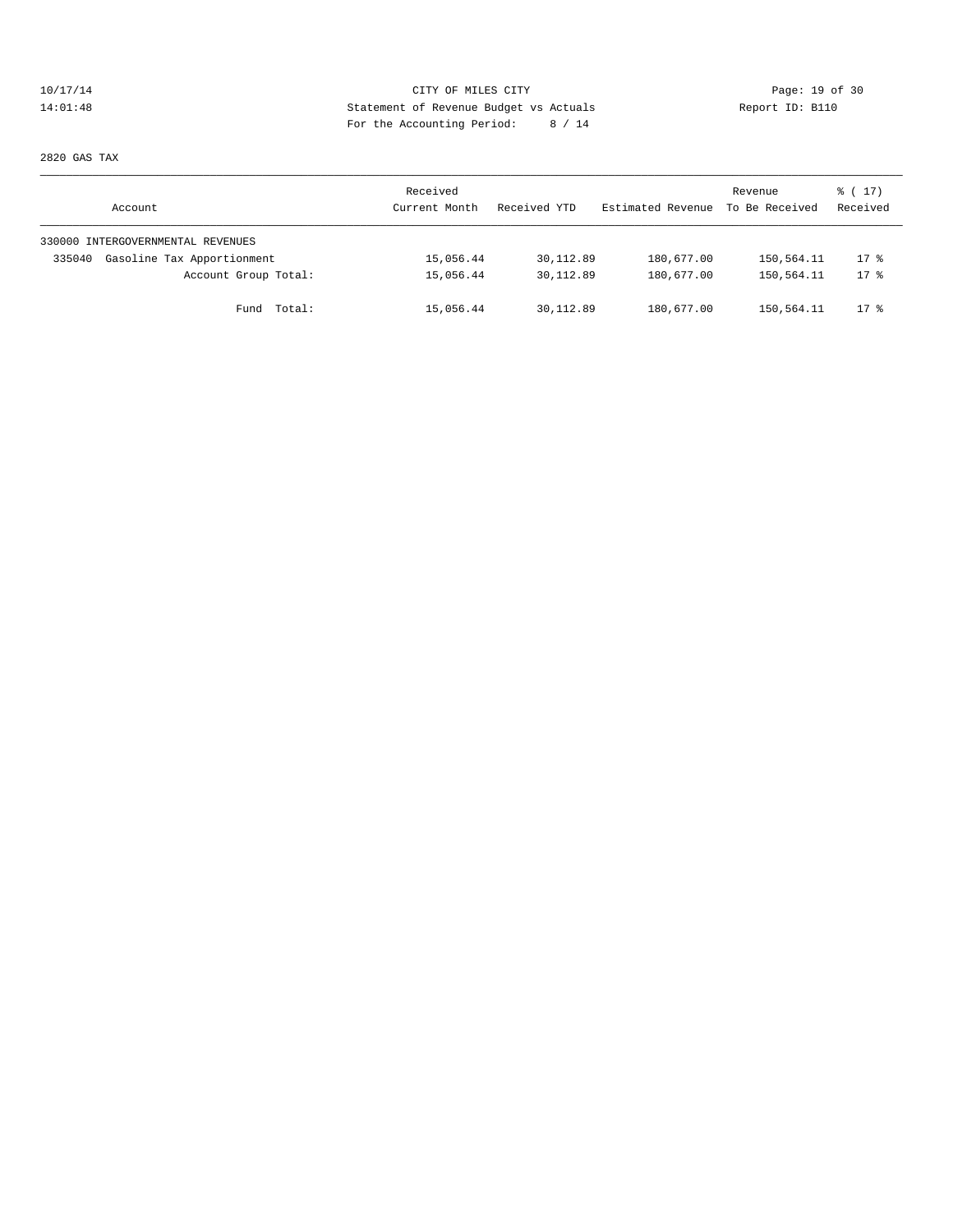CITY OF MILES CITY

Statement of Revenue Budget vs Actuals

For the Accounting Period: 8 / 14

10/17/14
14:01:48

Report ID: B110

2820 GAS TAX

| Account | Received Current Month | Received YTD | Estimated Revenue | Revenue To Be Received | % ( 17) Received |
|---|---|---|---|---|---|
| 330000 INTERGOVERNMENTAL REVENUES | | | | | |
| 335040 Gasoline Tax Apportionment | 15,056.44 | 30,112.89 | 180,677.00 | 150,564.11 | 17 % |
| Account Group Total: | 15,056.44 | 30,112.89 | 180,677.00 | 150,564.11 | 17 % |
| Fund Total: | 15,056.44 | 30,112.89 | 180,677.00 | 150,564.11 | 17 % |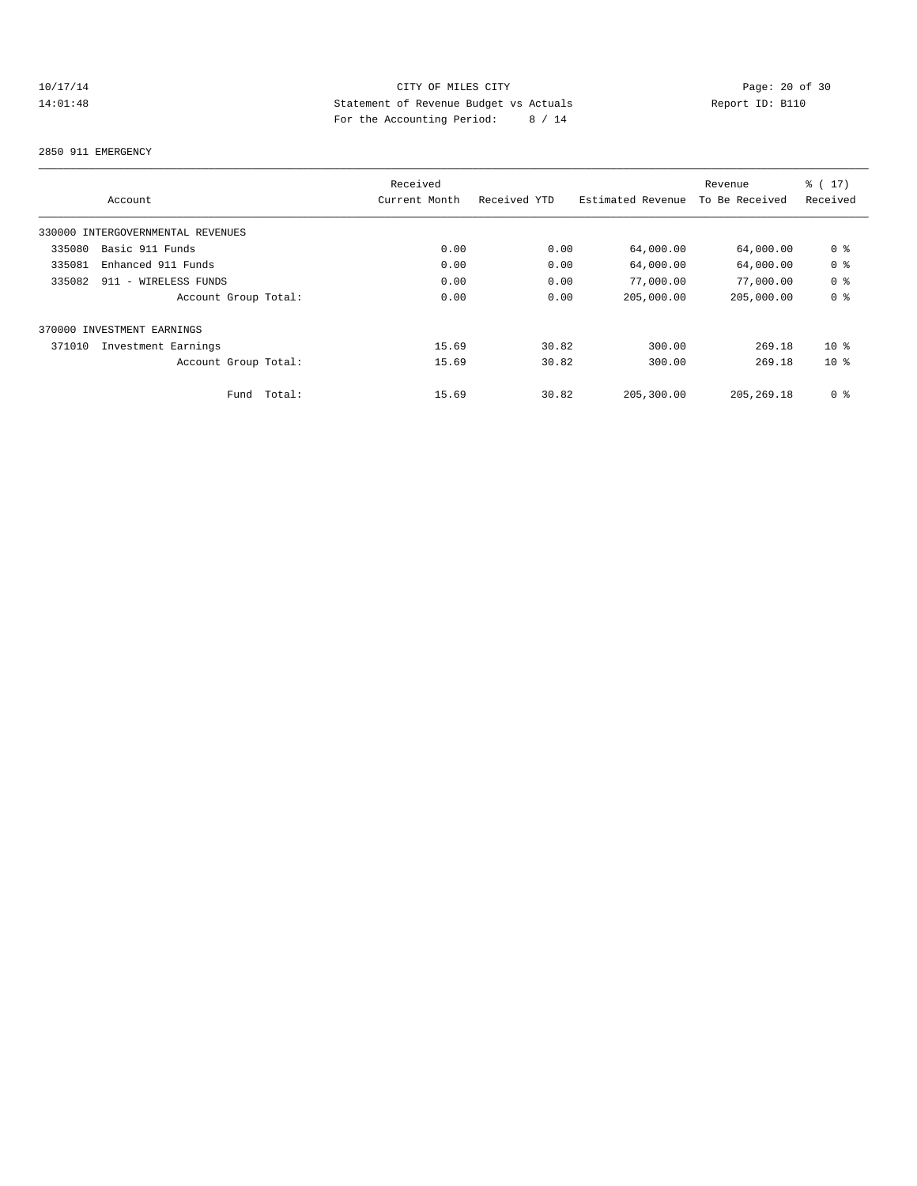CITY OF MILES CITY
Statement of Revenue Budget vs Actuals
For the Accounting Period: 8 / 14

10/17/14
14:01:48

Report ID: B110

2850 911 EMERGENCY

| Account | Received Current Month | Received YTD | Estimated Revenue | Revenue To Be Received | % ( 17) Received |
|---|---|---|---|---|---|
| 330000 INTERGOVERNMENTAL REVENUES | | | | | |
| 335080 Basic 911 Funds | 0.00 | 0.00 | 64,000.00 | 64,000.00 | 0 % |
| 335081 Enhanced 911 Funds | 0.00 | 0.00 | 64,000.00 | 64,000.00 | 0 % |
| 335082 911 - WIRELESS FUNDS | 0.00 | 0.00 | 77,000.00 | 77,000.00 | 0 % |
| Account Group Total: | 0.00 | 0.00 | 205,000.00 | 205,000.00 | 0 % |
| 370000 INVESTMENT EARNINGS | | | | | |
| 371010 Investment Earnings | 15.69 | 30.82 | 300.00 | 269.18 | 10 % |
| Account Group Total: | 15.69 | 30.82 | 300.00 | 269.18 | 10 % |
| Fund Total: | 15.69 | 30.82 | 205,300.00 | 205,269.18 | 0 % |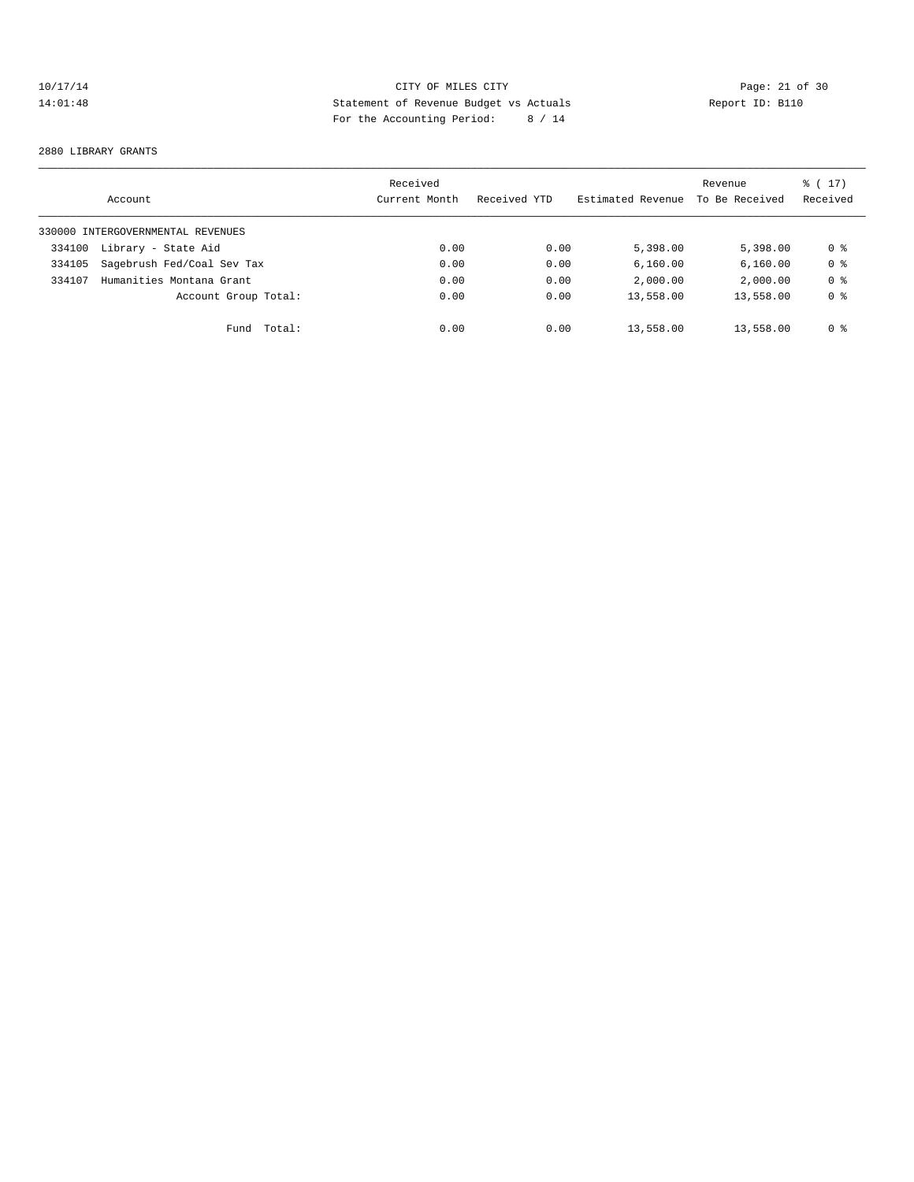CITY OF MILES CITY
Statement of Revenue Budget vs Actuals
For the Accounting Period: 8 / 14

10/17/14
14:01:48

Report ID: B110

2880 LIBRARY GRANTS

| Account | Received Current Month | Received YTD | Estimated Revenue | Revenue To Be Received | % ( 17) Received |
|---|---|---|---|---|---|
| 330000 INTERGOVERNMENTAL REVENUES | | | | | |
| 334100 Library - State Aid | 0.00 | 0.00 | 5,398.00 | 5,398.00 | 0 % |
| 334105 Sagebrush Fed/Coal Sev Tax | 0.00 | 0.00 | 6,160.00 | 6,160.00 | 0 % |
| 334107 Humanities Montana Grant | 0.00 | 0.00 | 2,000.00 | 2,000.00 | 0 % |
| Account Group Total: | 0.00 | 0.00 | 13,558.00 | 13,558.00 | 0 % |
| Fund Total: | 0.00 | 0.00 | 13,558.00 | 13,558.00 | 0 % |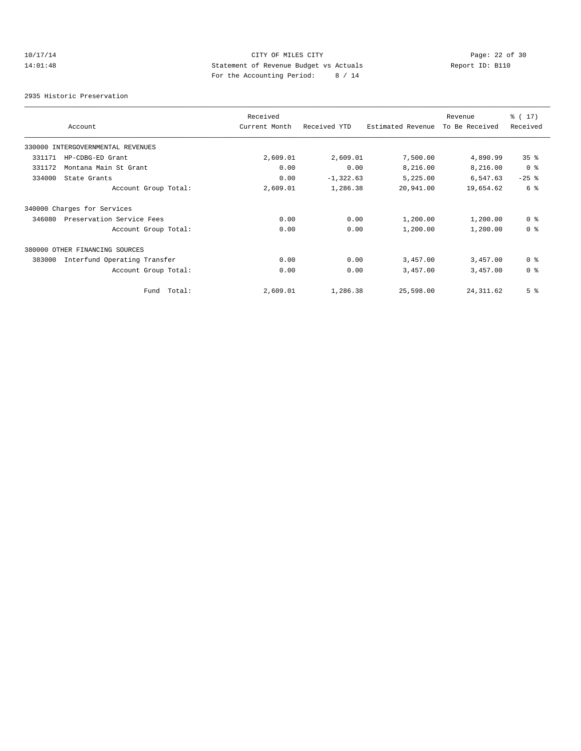CITY OF MILES CITY
Statement of Revenue Budget vs Actuals
For the Accounting Period: 8 / 14

10/17/14
14:01:48

Report ID: B110

2935 Historic Preservation

| Account | Received Current Month | Received YTD | Estimated Revenue | Revenue To Be Received | % ( 17) Received |
|---|---|---|---|---|---|
| 330000 INTERGOVERNMENTAL REVENUES | | | | | |
| 331171 HP-CDBG-ED Grant | 2,609.01 | 2,609.01 | 7,500.00 | 4,890.99 | 35 % |
| 331172 Montana Main St Grant | 0.00 | 0.00 | 8,216.00 | 8,216.00 | 0 % |
| 334000 State Grants | 0.00 | -1,322.63 | 5,225.00 | 6,547.63 | -25 % |
| Account Group Total: | 2,609.01 | 1,286.38 | 20,941.00 | 19,654.62 | 6 % |
| 340000 Charges for Services | | | | | |
| 346080 Preservation Service Fees | 0.00 | 0.00 | 1,200.00 | 1,200.00 | 0 % |
| Account Group Total: | 0.00 | 0.00 | 1,200.00 | 1,200.00 | 0 % |
| 380000 OTHER FINANCING SOURCES | | | | | |
| 383000 Interfund Operating Transfer | 0.00 | 0.00 | 3,457.00 | 3,457.00 | 0 % |
| Account Group Total: | 0.00 | 0.00 | 3,457.00 | 3,457.00 | 0 % |
| Fund Total: | 2,609.01 | 1,286.38 | 25,598.00 | 24,311.62 | 5 % |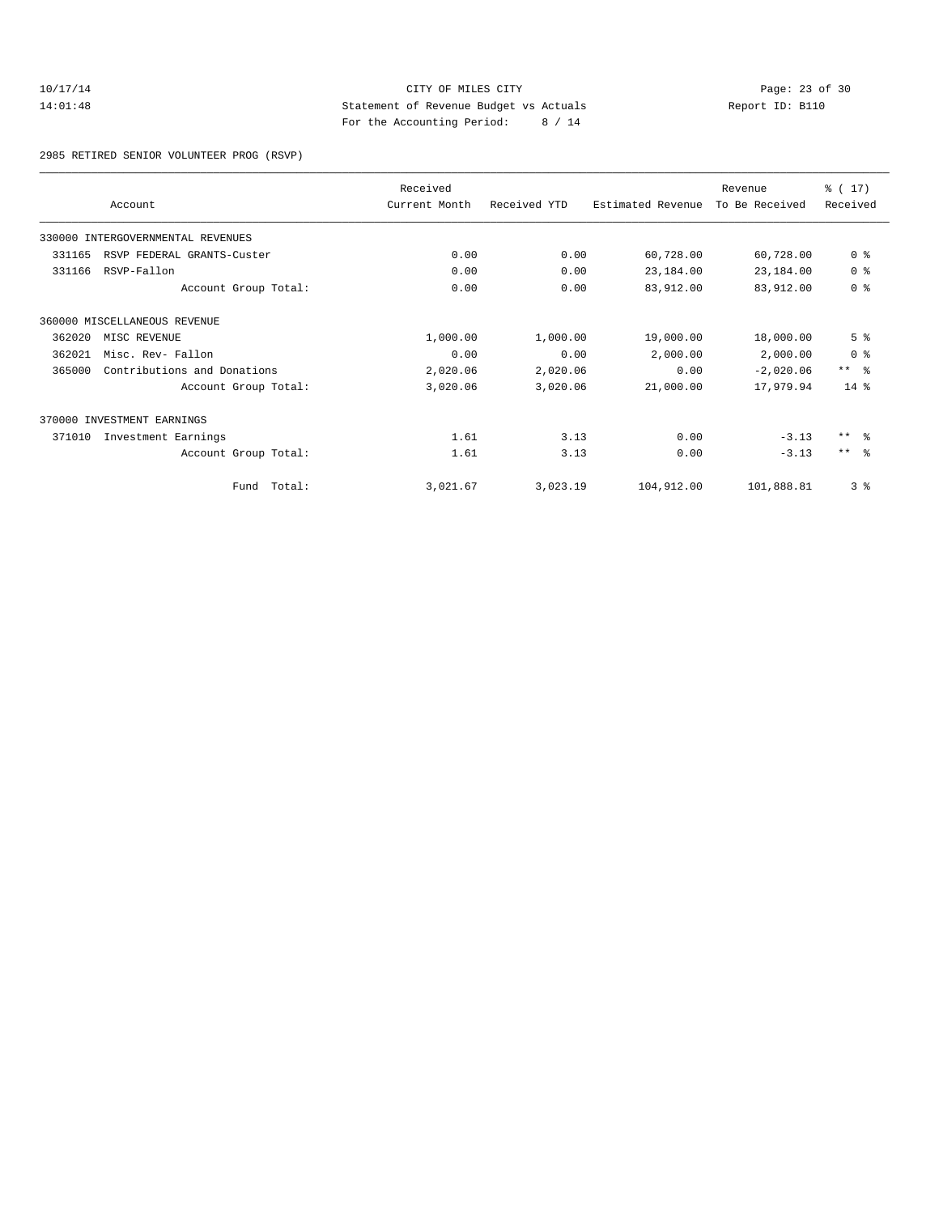CITY OF MILES CITY
Statement of Revenue Budget vs Actuals
For the Accounting Period: 8 / 14

10/17/14 14:01:48 — Report ID: B110

2985 RETIRED SENIOR VOLUNTEER PROG (RSVP)

| Account | Received Current Month | Received YTD | Estimated Revenue | Revenue To Be Received | % ( 17) Received |
|---|---|---|---|---|---|
| 330000 INTERGOVERNMENTAL REVENUES | | | | | |
| 331165 RSVP FEDERAL GRANTS-Custer | 0.00 | 0.00 | 60,728.00 | 60,728.00 | 0 % |
| 331166 RSVP-Fallon | 0.00 | 0.00 | 23,184.00 | 23,184.00 | 0 % |
| Account Group Total: | 0.00 | 0.00 | 83,912.00 | 83,912.00 | 0 % |
| 360000 MISCELLANEOUS REVENUE | | | | | |
| 362020 MISC REVENUE | 1,000.00 | 1,000.00 | 19,000.00 | 18,000.00 | 5 % |
| 362021 Misc. Rev- Fallon | 0.00 | 0.00 | 2,000.00 | 2,000.00 | 0 % |
| 365000 Contributions and Donations | 2,020.06 | 2,020.06 | 0.00 | -2,020.06 | ** % |
| Account Group Total: | 3,020.06 | 3,020.06 | 21,000.00 | 17,979.94 | 14 % |
| 370000 INVESTMENT EARNINGS | | | | | |
| 371010 Investment Earnings | 1.61 | 3.13 | 0.00 | -3.13 | ** % |
| Account Group Total: | 1.61 | 3.13 | 0.00 | -3.13 | ** % |
| Fund Total: | 3,021.67 | 3,023.19 | 104,912.00 | 101,888.81 | 3 % |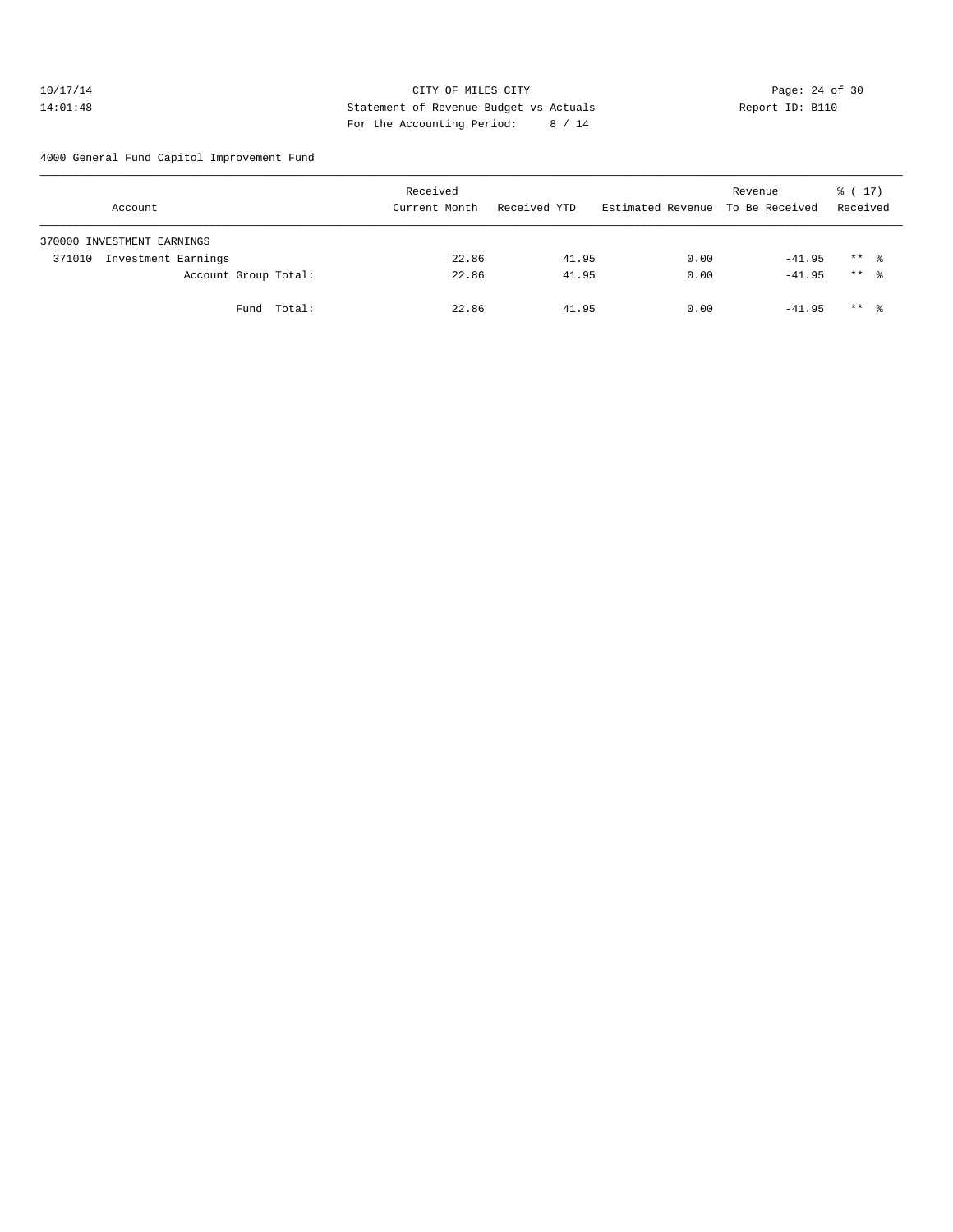CITY OF MILES CITY
Statement of Revenue Budget vs Actuals
For the Accounting Period: 8 / 14

Report ID: B110

10/17/14
14:01:48

4000 General Fund Capitol Improvement Fund

| Account | Received Current Month | Received YTD | Estimated Revenue | Revenue To Be Received | % ( 17) Received |
|---|---|---|---|---|---|
| 370000 INVESTMENT EARNINGS | | | | | |
| 371010 Investment Earnings | 22.86 | 41.95 | 0.00 | -41.95 | ** % |
| Account Group Total: | 22.86 | 41.95 | 0.00 | -41.95 | ** % |
| Fund Total: | 22.86 | 41.95 | 0.00 | -41.95 | ** % |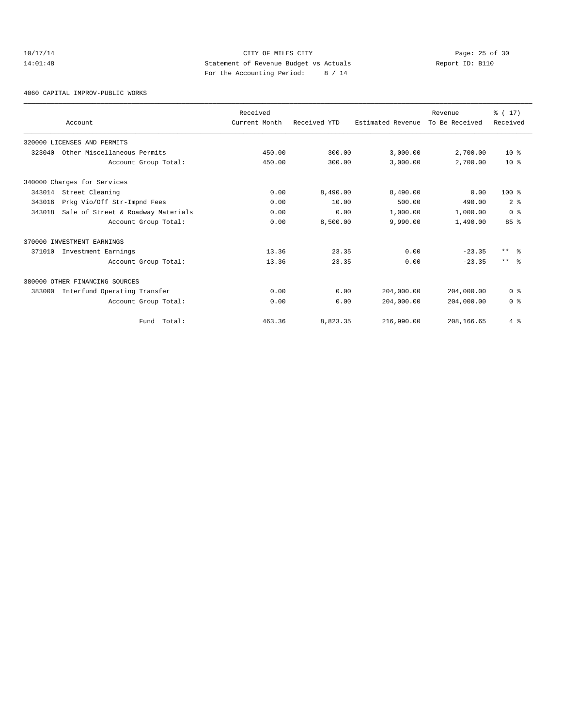CITY OF MILES CITY

Statement of Revenue Budget vs Actuals

For the Accounting Period: 8 / 14

10/17/14 14:01:48 — Report ID: B110

4060 CAPITAL IMPROV-PUBLIC WORKS

| Account | Received Current Month | Received YTD | Estimated Revenue | Revenue To Be Received | % ( 17) Received |
|---|---|---|---|---|---|
| 320000 LICENSES AND PERMITS | | | | | |
| 323040 Other Miscellaneous Permits | 450.00 | 300.00 | 3,000.00 | 2,700.00 | 10 % |
| Account Group Total: | 450.00 | 300.00 | 3,000.00 | 2,700.00 | 10 % |
| 340000 Charges for Services | | | | | |
| 343014 Street Cleaning | 0.00 | 8,490.00 | 8,490.00 | 0.00 | 100 % |
| 343016 Prkg Vio/Off Str-Impnd Fees | 0.00 | 10.00 | 500.00 | 490.00 | 2 % |
| 343018 Sale of Street & Roadway Materials | 0.00 | 0.00 | 1,000.00 | 1,000.00 | 0 % |
| Account Group Total: | 0.00 | 8,500.00 | 9,990.00 | 1,490.00 | 85 % |
| 370000 INVESTMENT EARNINGS | | | | | |
| 371010 Investment Earnings | 13.36 | 23.35 | 0.00 | -23.35 | ** % |
| Account Group Total: | 13.36 | 23.35 | 0.00 | -23.35 | ** % |
| 380000 OTHER FINANCING SOURCES | | | | | |
| 383000 Interfund Operating Transfer | 0.00 | 0.00 | 204,000.00 | 204,000.00 | 0 % |
| Account Group Total: | 0.00 | 0.00 | 204,000.00 | 204,000.00 | 0 % |
| Fund Total: | 463.36 | 8,823.35 | 216,990.00 | 208,166.65 | 4 % |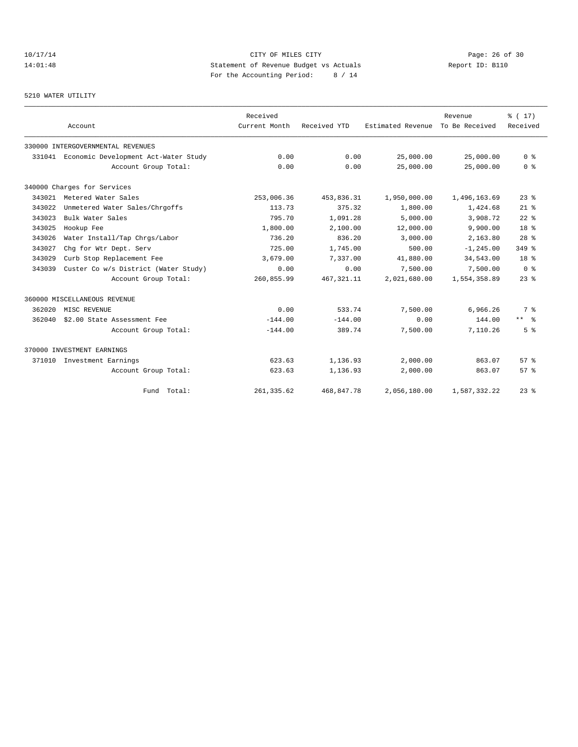CITY OF MILES CITY
Statement of Revenue Budget vs Actuals
For the Accounting Period: 8 / 14

10/17/14
14:01:48

Report ID: B110

5210 WATER UTILITY

| | Account | Received Current Month | Received YTD | Estimated Revenue | Revenue To Be Received | % ( 17) Received |
|---|---|---|---|---|---|---|
| 330000 INTERGOVERNMENTAL REVENUES | | | | | | |
| 331041 | Economic Development Act-Water Study | 0.00 | 0.00 | 25,000.00 | 25,000.00 | 0 % |
| | Account Group Total: | 0.00 | 0.00 | 25,000.00 | 25,000.00 | 0 % |
| 340000 Charges for Services | | | | | | |
| 343021 | Metered Water Sales | 253,006.36 | 453,836.31 | 1,950,000.00 | 1,496,163.69 | 23 % |
| 343022 | Unmetered Water Sales/Chrgoffs | 113.73 | 375.32 | 1,800.00 | 1,424.68 | 21 % |
| 343023 | Bulk Water Sales | 795.70 | 1,091.28 | 5,000.00 | 3,908.72 | 22 % |
| 343025 | Hookup Fee | 1,800.00 | 2,100.00 | 12,000.00 | 9,900.00 | 18 % |
| 343026 | Water Install/Tap Chrgs/Labor | 736.20 | 836.20 | 3,000.00 | 2,163.80 | 28 % |
| 343027 | Chg for Wtr Dept. Serv | 725.00 | 1,745.00 | 500.00 | -1,245.00 | 349 % |
| 343029 | Curb Stop Replacement Fee | 3,679.00 | 7,337.00 | 41,880.00 | 34,543.00 | 18 % |
| 343039 | Custer Co w/s District (Water Study) | 0.00 | 0.00 | 7,500.00 | 7,500.00 | 0 % |
| | Account Group Total: | 260,855.99 | 467,321.11 | 2,021,680.00 | 1,554,358.89 | 23 % |
| 360000 MISCELLANEOUS REVENUE | | | | | | |
| 362020 | MISC REVENUE | 0.00 | 533.74 | 7,500.00 | 6,966.26 | 7 % |
| 362040 | $2.00 State Assessment Fee | -144.00 | -144.00 | 0.00 | 144.00 | ** % |
| | Account Group Total: | -144.00 | 389.74 | 7,500.00 | 7,110.26 | 5 % |
| 370000 INVESTMENT EARNINGS | | | | | | |
| 371010 | Investment Earnings | 623.63 | 1,136.93 | 2,000.00 | 863.07 | 57 % |
| | Account Group Total: | 623.63 | 1,136.93 | 2,000.00 | 863.07 | 57 % |
| | Fund Total: | 261,335.62 | 468,847.78 | 2,056,180.00 | 1,587,332.22 | 23 % |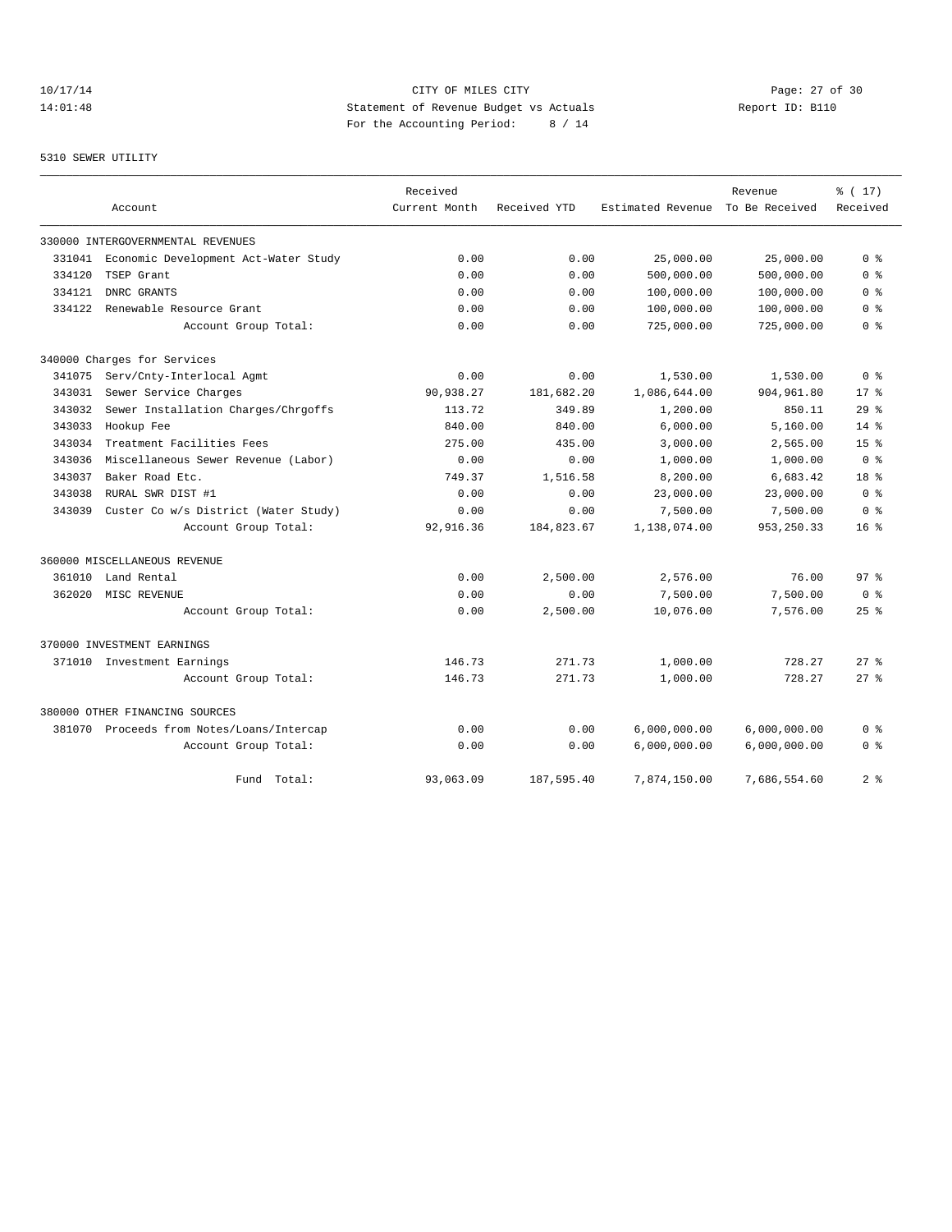CITY OF MILES CITY

Statement of Revenue Budget vs Actuals

For the Accounting Period: 8 / 14

5310 SEWER UTILITY

| Account | Received Current Month | Received YTD | Estimated Revenue | Revenue To Be Received | % ( 17) Received |
|---|---|---|---|---|---|
| 330000 INTERGOVERNMENTAL REVENUES | | | | | |
| 331041 Economic Development Act-Water Study | 0.00 | 0.00 | 25,000.00 | 25,000.00 | 0 % |
| 334120 TSEP Grant | 0.00 | 0.00 | 500,000.00 | 500,000.00 | 0 % |
| 334121 DNRC GRANTS | 0.00 | 0.00 | 100,000.00 | 100,000.00 | 0 % |
| 334122 Renewable Resource Grant | 0.00 | 0.00 | 100,000.00 | 100,000.00 | 0 % |
| Account Group Total: | 0.00 | 0.00 | 725,000.00 | 725,000.00 | 0 % |
| 340000 Charges for Services | | | | | |
| 341075 Serv/Cnty-Interlocal Agmt | 0.00 | 0.00 | 1,530.00 | 1,530.00 | 0 % |
| 343031 Sewer Service Charges | 90,938.27 | 181,682.20 | 1,086,644.00 | 904,961.80 | 17 % |
| 343032 Sewer Installation Charges/Chrgoffs | 113.72 | 349.89 | 1,200.00 | 850.11 | 29 % |
| 343033 Hookup Fee | 840.00 | 840.00 | 6,000.00 | 5,160.00 | 14 % |
| 343034 Treatment Facilities Fees | 275.00 | 435.00 | 3,000.00 | 2,565.00 | 15 % |
| 343036 Miscellaneous Sewer Revenue (Labor) | 0.00 | 0.00 | 1,000.00 | 1,000.00 | 0 % |
| 343037 Baker Road Etc. | 749.37 | 1,516.58 | 8,200.00 | 6,683.42 | 18 % |
| 343038 RURAL SWR DIST #1 | 0.00 | 0.00 | 23,000.00 | 23,000.00 | 0 % |
| 343039 Custer Co w/s District (Water Study) | 0.00 | 0.00 | 7,500.00 | 7,500.00 | 0 % |
| Account Group Total: | 92,916.36 | 184,823.67 | 1,138,074.00 | 953,250.33 | 16 % |
| 360000 MISCELLANEOUS REVENUE | | | | | |
| 361010 Land Rental | 0.00 | 2,500.00 | 2,576.00 | 76.00 | 97 % |
| 362020 MISC REVENUE | 0.00 | 0.00 | 7,500.00 | 7,500.00 | 0 % |
| Account Group Total: | 0.00 | 2,500.00 | 10,076.00 | 7,576.00 | 25 % |
| 370000 INVESTMENT EARNINGS | | | | | |
| 371010 Investment Earnings | 146.73 | 271.73 | 1,000.00 | 728.27 | 27 % |
| Account Group Total: | 146.73 | 271.73 | 1,000.00 | 728.27 | 27 % |
| 380000 OTHER FINANCING SOURCES | | | | | |
| 381070 Proceeds from Notes/Loans/Intercap | 0.00 | 0.00 | 6,000,000.00 | 6,000,000.00 | 0 % |
| Account Group Total: | 0.00 | 0.00 | 6,000,000.00 | 6,000,000.00 | 0 % |
| Fund Total: | 93,063.09 | 187,595.40 | 7,874,150.00 | 7,686,554.60 | 2 % |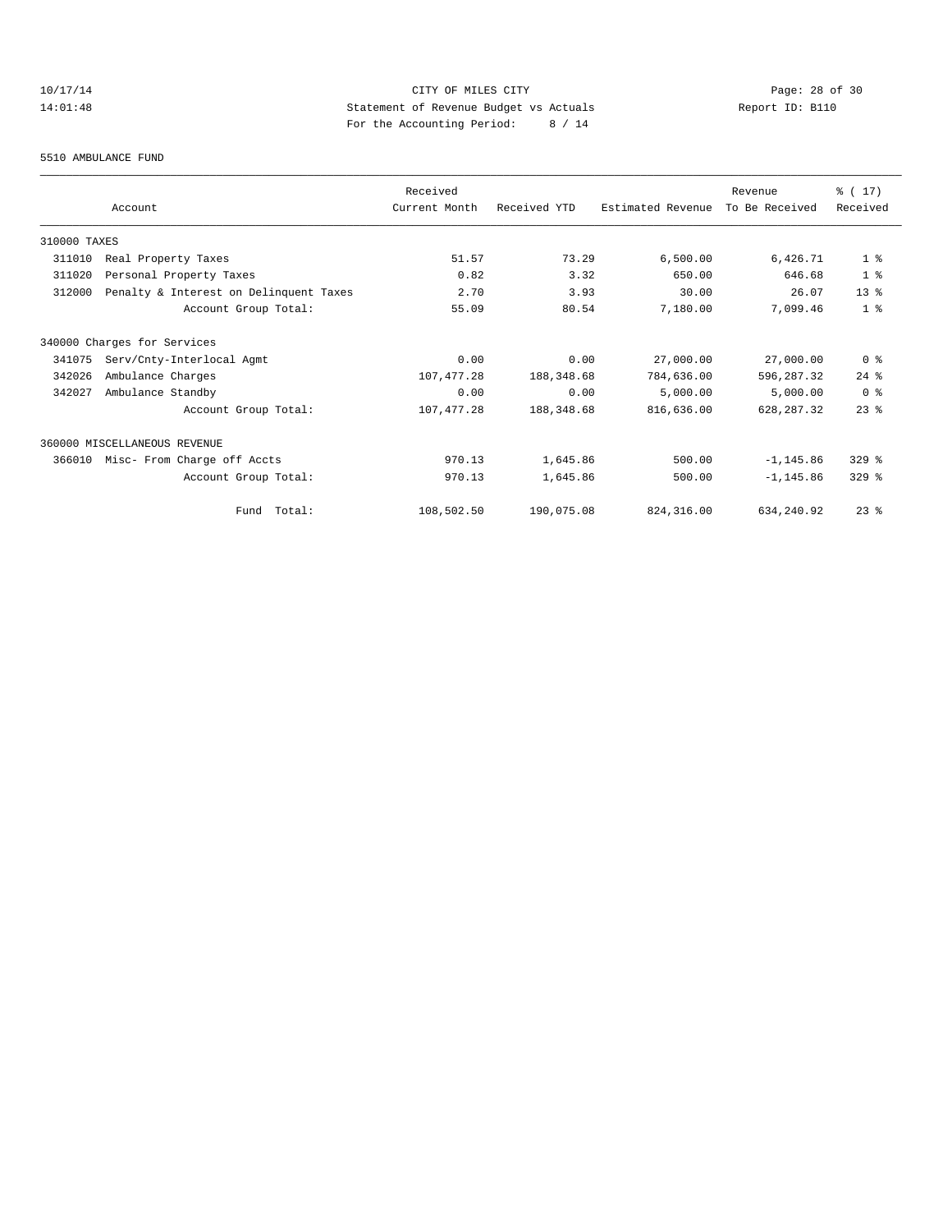CITY OF MILES CITY

Statement of Revenue Budget vs Actuals

For the Accounting Period: 8 / 14

10/17/14
14:01:48

Report ID: B110

5510 AMBULANCE FUND

| Account | | Received Current Month | Received YTD | Estimated Revenue | Revenue To Be Received | % ( 17) Received |
|---|---|---|---|---|---|---|
| 310000 TAXES | | | | | | |
| 311010 | Real Property Taxes | 51.57 | 73.29 | 6,500.00 | 6,426.71 | 1 % |
| 311020 | Personal Property Taxes | 0.82 | 3.32 | 650.00 | 646.68 | 1 % |
| 312000 | Penalty & Interest on Delinquent Taxes | 2.70 | 3.93 | 30.00 | 26.07 | 13 % |
| | Account Group Total: | 55.09 | 80.54 | 7,180.00 | 7,099.46 | 1 % |
| 340000 Charges for Services | | | | | | |
| 341075 | Serv/Cnty-Interlocal Agmt | 0.00 | 0.00 | 27,000.00 | 27,000.00 | 0 % |
| 342026 | Ambulance Charges | 107,477.28 | 188,348.68 | 784,636.00 | 596,287.32 | 24 % |
| 342027 | Ambulance Standby | 0.00 | 0.00 | 5,000.00 | 5,000.00 | 0 % |
| | Account Group Total: | 107,477.28 | 188,348.68 | 816,636.00 | 628,287.32 | 23 % |
| 360000 MISCELLANEOUS REVENUE | | | | | | |
| 366010 | Misc- From Charge off Accts | 970.13 | 1,645.86 | 500.00 | -1,145.86 | 329 % |
| | Account Group Total: | 970.13 | 1,645.86 | 500.00 | -1,145.86 | 329 % |
| | Fund Total: | 108,502.50 | 190,075.08 | 824,316.00 | 634,240.92 | 23 % |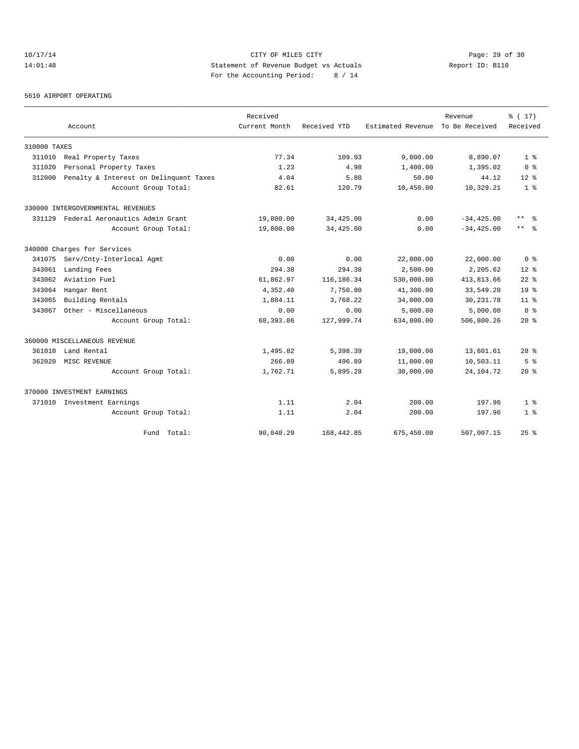CITY OF MILES CITY

Statement of Revenue Budget vs Actuals

For the Accounting Period: 8 / 14

10/17/14 14:01:48 — Report ID: B110

5610 AIRPORT OPERATING

| Account | Received Current Month | Received YTD | Estimated Revenue | Revenue To Be Received | % ( 17) Received |
|---|---|---|---|---|---|
| **310000 TAXES** | | | | | |
| 311010 Real Property Taxes | 77.34 | 109.93 | 9,000.00 | 8,890.07 | 1 % |
| 311020 Personal Property Taxes | 1.23 | 4.98 | 1,400.00 | 1,395.02 | 0 % |
| 312000 Penalty & Interest on Delinquent Taxes | 4.04 | 5.88 | 50.00 | 44.12 | 12 % |
| Account Group Total: | 82.61 | 120.79 | 10,450.00 | 10,329.21 | 1 % |
| **330000 INTERGOVERNMENTAL REVENUES** | | | | | |
| 331129 Federal Aeronautics Admin Grant | 19,800.00 | 34,425.00 | 0.00 | -34,425.00 | ** % |
| Account Group Total: | 19,800.00 | 34,425.00 | 0.00 | -34,425.00 | ** % |
| **340000 Charges for Services** | | | | | |
| 341075 Serv/Cnty-Interlocal Agmt | 0.00 | 0.00 | 22,000.00 | 22,000.00 | 0 % |
| 343061 Landing Fees | 294.38 | 294.38 | 2,500.00 | 2,205.62 | 12 % |
| 343062 Aviation Fuel | 61,862.97 | 116,186.34 | 530,000.00 | 413,813.66 | 22 % |
| 343064 Hangar Rent | 4,352.40 | 7,750.80 | 41,300.00 | 33,549.20 | 19 % |
| 343065 Building Rentals | 1,884.11 | 3,768.22 | 34,000.00 | 30,231.78 | 11 % |
| 343067 Other - Miscellaneous | 0.00 | 0.00 | 5,000.00 | 5,000.00 | 0 % |
| Account Group Total: | 68,393.86 | 127,999.74 | 634,800.00 | 506,800.26 | 20 % |
| **360000 MISCELLANEOUS REVENUE** | | | | | |
| 361010 Land Rental | 1,495.82 | 5,398.39 | 19,000.00 | 13,601.61 | 28 % |
| 362020 MISC REVENUE | 266.89 | 496.89 | 11,000.00 | 10,503.11 | 5 % |
| Account Group Total: | 1,762.71 | 5,895.28 | 30,000.00 | 24,104.72 | 20 % |
| **370000 INVESTMENT EARNINGS** | | | | | |
| 371010 Investment Earnings | 1.11 | 2.04 | 200.00 | 197.96 | 1 % |
| Account Group Total: | 1.11 | 2.04 | 200.00 | 197.96 | 1 % |
| Fund Total: | 90,040.29 | 168,442.85 | 675,450.00 | 507,007.15 | 25 % |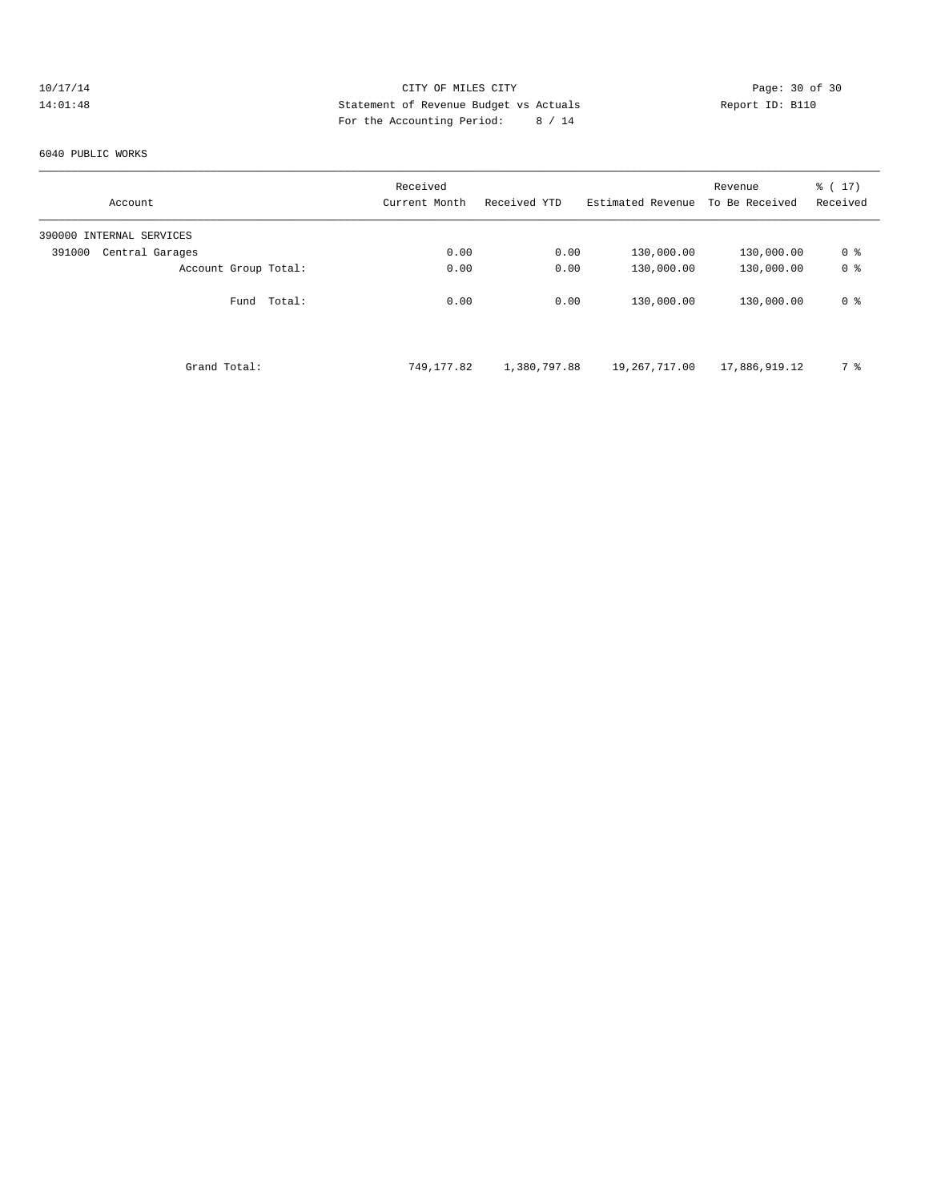10/17/14 CITY OF MILES CITY
14:01:48 Statement of Revenue Budget vs Actuals Report ID: B110
For the Accounting Period: 8 / 14

6040 PUBLIC WORKS

| Account | Received Current Month | Received YTD | Estimated Revenue | Revenue To Be Received | % ( 17) Received |
|---|---|---|---|---|---|
| 390000 INTERNAL SERVICES | | | | | |
| 391000 Central Garages | 0.00 | 0.00 | 130,000.00 | 130,000.00 | 0 % |
| Account Group Total: | 0.00 | 0.00 | 130,000.00 | 130,000.00 | 0 % |
| Fund Total: | 0.00 | 0.00 | 130,000.00 | 130,000.00 | 0 % |
| Grand Total: | 749,177.82 | 1,380,797.88 | 19,267,717.00 | 17,886,919.12 | 7 % |